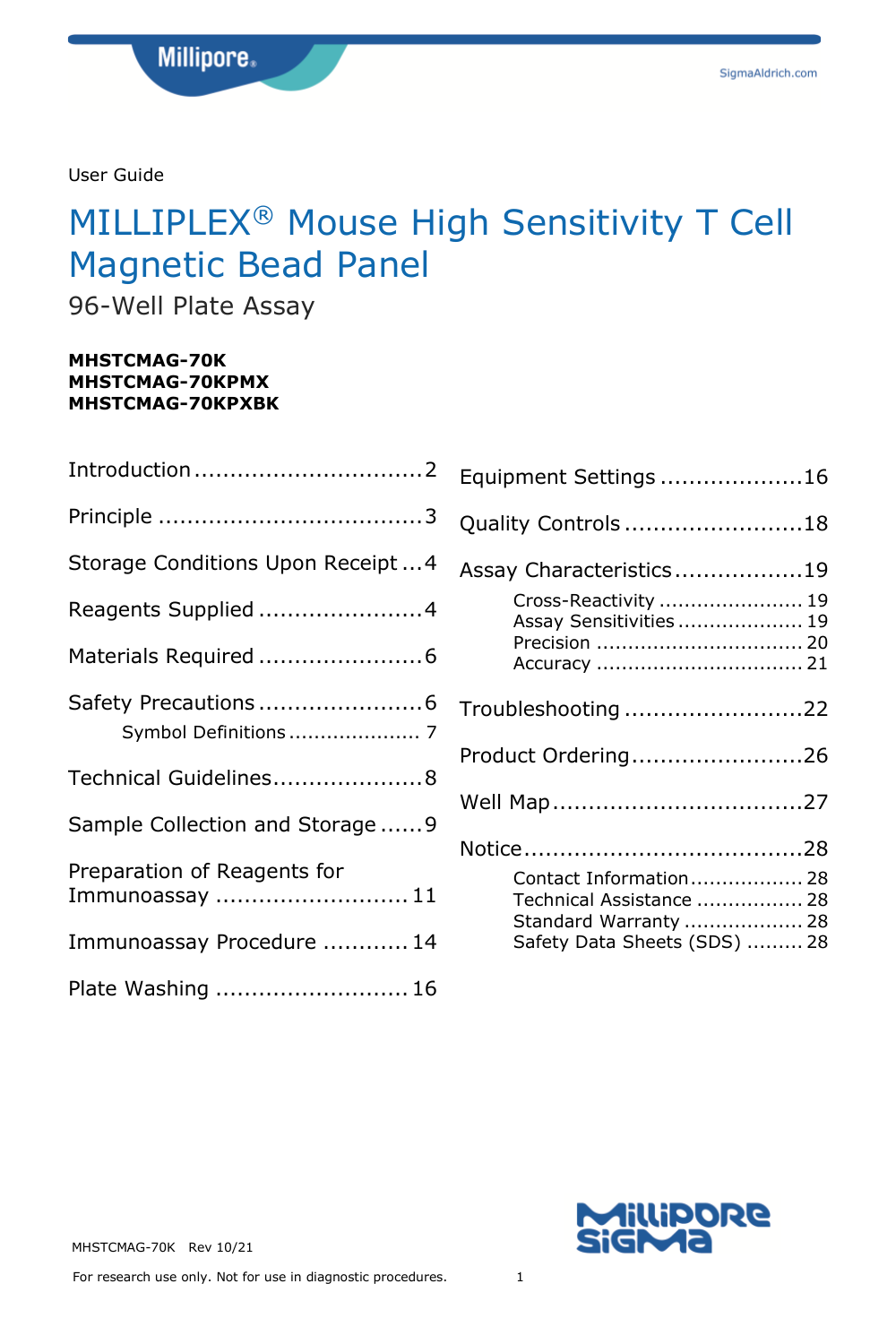User Guide

# MILLIPLEX® Mouse High Sensitivity T Cell Magnetic Bead Panel

96-Well Plate Assay

**MHSTCMAG-70K**
**MHSTCMAG-70KPMX**
**MHSTCMAG-70KPXBK**

Introduction ................................2

Principle ....................................3

Storage Conditions Upon Receipt ...4

Reagents Supplied .......................4

Materials Required .......................6

Safety Precautions .......................6

- Symbol Definitions ..................... 7

Technical Guidelines.....................8

Sample Collection and Storage ......9

Preparation of Reagents for Immunoassay ........................... 11

Immunoassay Procedure ............ 14

Plate Washing ........................... 16

Equipment Settings ....................16

Quality Controls .........................18

Assay Characteristics ..................19

- Cross-Reactivity ....................... 19
- Assay Sensitivities .................... 19
- Precision ................................ 20
- Accuracy ................................ 21

Troubleshooting .........................22

Product Ordering........................26

Well Map...................................27

Notice.......................................28

- Contact Information.................. 28
- Technical Assistance ................. 28
- Standard Warranty ................... 28
- Safety Data Sheets (SDS) ......... 28

MHSTCMAG-70K Rev 10/21

For research use only. Not for use in diagnostic procedures.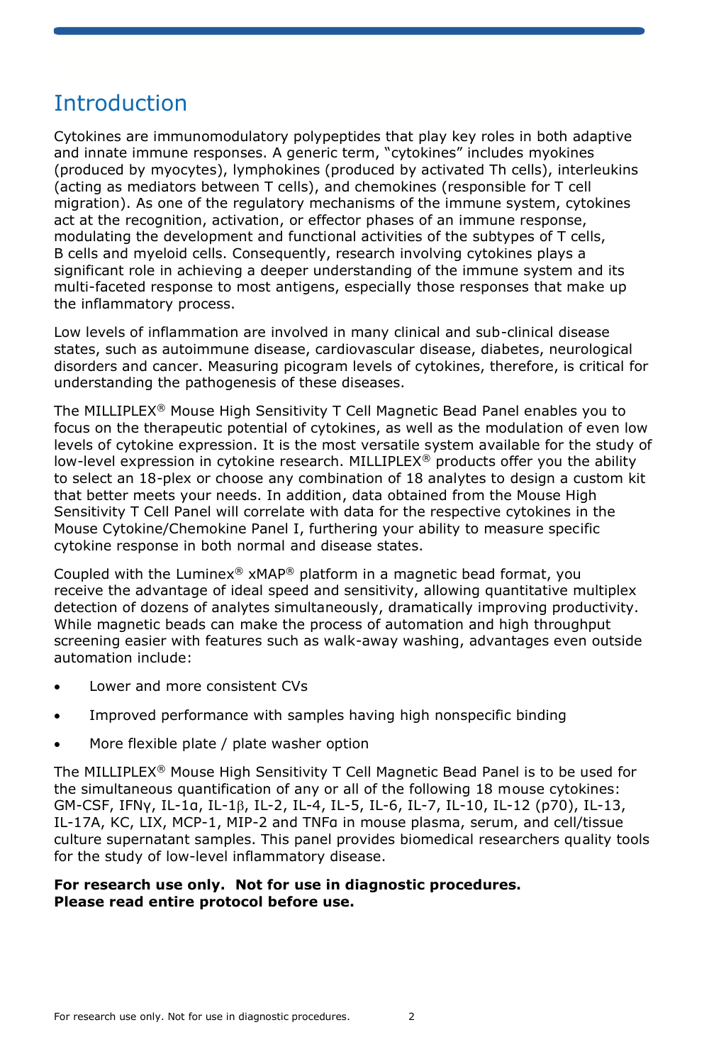# Introduction

Cytokines are immunomodulatory polypeptides that play key roles in both adaptive and innate immune responses. A generic term, "cytokines" includes myokines (produced by myocytes), lymphokines (produced by activated Th cells), interleukins (acting as mediators between T cells), and chemokines (responsible for T cell migration). As one of the regulatory mechanisms of the immune system, cytokines act at the recognition, activation, or effector phases of an immune response, modulating the development and functional activities of the subtypes of T cells, B cells and myeloid cells. Consequently, research involving cytokines plays a significant role in achieving a deeper understanding of the immune system and its multi-faceted response to most antigens, especially those responses that make up the inflammatory process.

Low levels of inflammation are involved in many clinical and sub-clinical disease states, such as autoimmune disease, cardiovascular disease, diabetes, neurological disorders and cancer. Measuring picogram levels of cytokines, therefore, is critical for understanding the pathogenesis of these diseases.

The MILLIPLEX® Mouse High Sensitivity T Cell Magnetic Bead Panel enables you to focus on the therapeutic potential of cytokines, as well as the modulation of even low levels of cytokine expression. It is the most versatile system available for the study of low-level expression in cytokine research. MILLIPLEX® products offer you the ability to select an 18-plex or choose any combination of 18 analytes to design a custom kit that better meets your needs. In addition, data obtained from the Mouse High Sensitivity T Cell Panel will correlate with data for the respective cytokines in the Mouse Cytokine/Chemokine Panel I, furthering your ability to measure specific cytokine response in both normal and disease states.

Coupled with the Luminex® xMAP® platform in a magnetic bead format, you receive the advantage of ideal speed and sensitivity, allowing quantitative multiplex detection of dozens of analytes simultaneously, dramatically improving productivity. While magnetic beads can make the process of automation and high throughput screening easier with features such as walk-away washing, advantages even outside automation include:

- Lower and more consistent CVs
- Improved performance with samples having high nonspecific binding
- More flexible plate / plate washer option

The MILLIPLEX® Mouse High Sensitivity T Cell Magnetic Bead Panel is to be used for the simultaneous quantification of any or all of the following 18 mouse cytokines: GM-CSF, IFNγ, IL-1α, IL-1β, IL-2, IL-4, IL-5, IL-6, IL-7, IL-10, IL-12 (p70), IL-13, IL-17A, KC, LIX, MCP-1, MIP-2 and TNFα in mouse plasma, serum, and cell/tissue culture supernatant samples. This panel provides biomedical researchers quality tools for the study of low-level inflammatory disease.

**For research use only. Not for use in diagnostic procedures.**
**Please read entire protocol before use.**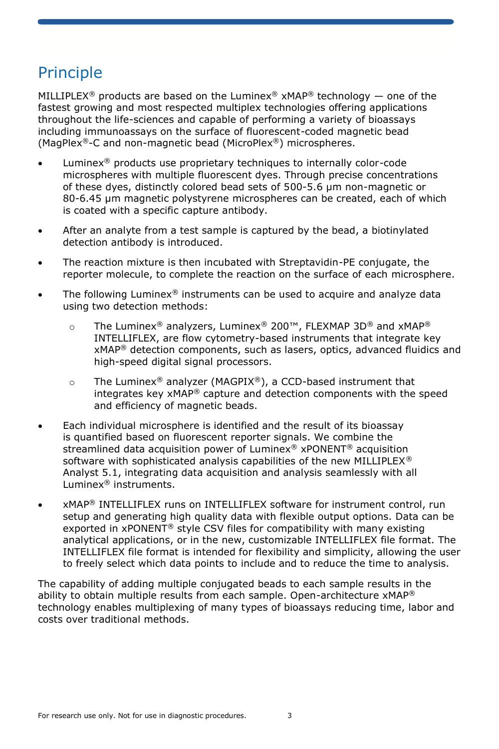# Principle

MILLIPLEX® products are based on the Luminex® xMAP® technology — one of the fastest growing and most respected multiplex technologies offering applications throughout the life-sciences and capable of performing a variety of bioassays including immunoassays on the surface of fluorescent-coded magnetic bead (MagPlex®-C and non-magnetic bead (MicroPlex®) microspheres.

- Luminex® products use proprietary techniques to internally color-code microspheres with multiple fluorescent dyes. Through precise concentrations of these dyes, distinctly colored bead sets of 500-5.6 µm non-magnetic or 80-6.45 µm magnetic polystyrene microspheres can be created, each of which is coated with a specific capture antibody.
- After an analyte from a test sample is captured by the bead, a biotinylated detection antibody is introduced.
- The reaction mixture is then incubated with Streptavidin-PE conjugate, the reporter molecule, to complete the reaction on the surface of each microsphere.
- The following Luminex® instruments can be used to acquire and analyze data using two detection methods:
  - The Luminex® analyzers, Luminex® 200™, FLEXMAP 3D® and xMAP® INTELLIFLEX, are flow cytometry-based instruments that integrate key xMAP® detection components, such as lasers, optics, advanced fluidics and high-speed digital signal processors.
  - The Luminex® analyzer (MAGPIX®), a CCD-based instrument that integrates key xMAP® capture and detection components with the speed and efficiency of magnetic beads.
- Each individual microsphere is identified and the result of its bioassay is quantified based on fluorescent reporter signals. We combine the streamlined data acquisition power of Luminex® xPONENT® acquisition software with sophisticated analysis capabilities of the new MILLIPLEX® Analyst 5.1, integrating data acquisition and analysis seamlessly with all Luminex® instruments.
- xMAP® INTELLIFLEX runs on INTELLIFLEX software for instrument control, run setup and generating high quality data with flexible output options. Data can be exported in xPONENT® style CSV files for compatibility with many existing analytical applications, or in the new, customizable INTELLIFLEX file format. The INTELLIFLEX file format is intended for flexibility and simplicity, allowing the user to freely select which data points to include and to reduce the time to analysis.

The capability of adding multiple conjugated beads to each sample results in the ability to obtain multiple results from each sample. Open-architecture xMAP® technology enables multiplexing of many types of bioassays reducing time, labor and costs over traditional methods.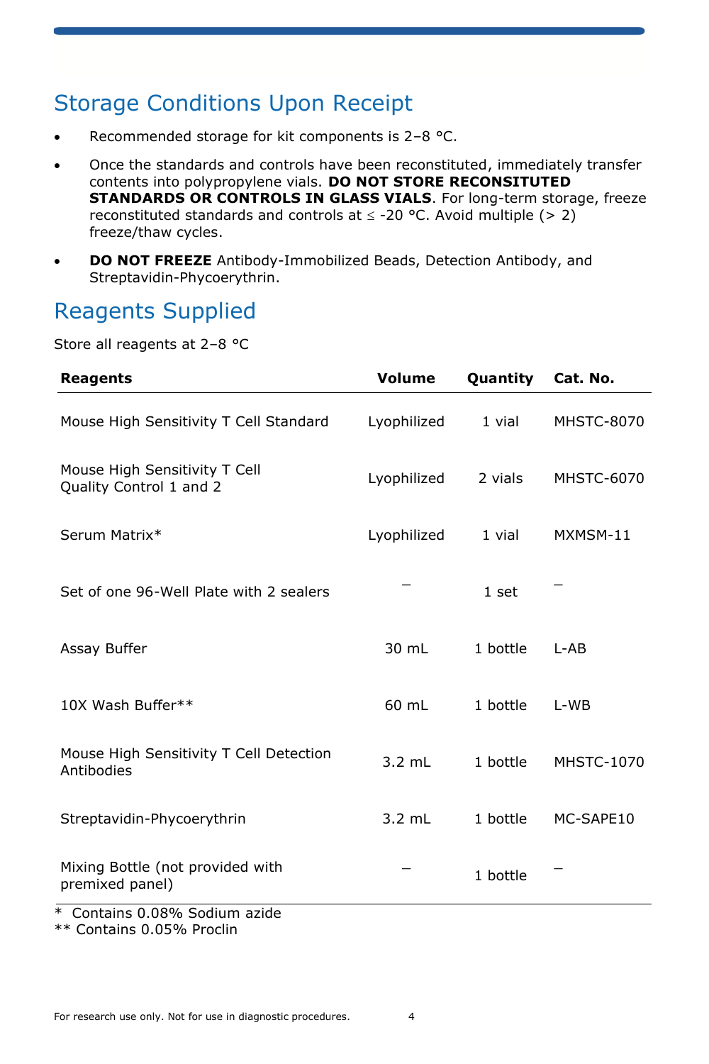## Storage Conditions Upon Receipt

- Recommended storage for kit components is 2–8 °C.
- Once the standards and controls have been reconstituted, immediately transfer contents into polypropylene vials. **DO NOT STORE RECONSITUTED STANDARDS OR CONTROLS IN GLASS VIALS**. For long-term storage, freeze reconstituted standards and controls at ≤ -20 °C. Avoid multiple (> 2) freeze/thaw cycles.
- **DO NOT FREEZE** Antibody-Immobilized Beads, Detection Antibody, and Streptavidin-Phycoerythrin.

## Reagents Supplied

Store all reagents at 2–8 °C

| Reagents | Volume | Quantity | Cat. No. |
|---|---|---|---|
| Mouse High Sensitivity T Cell Standard | Lyophilized | 1 vial | MHSTC-8070 |
| Mouse High Sensitivity T Cell Quality Control 1 and 2 | Lyophilized | 2 vials | MHSTC-6070 |
| Serum Matrix* | Lyophilized | 1 vial | MXMSM-11 |
| Set of one 96-Well Plate with 2 sealers | – | 1 set | – |
| Assay Buffer | 30 mL | 1 bottle | L-AB |
| 10X Wash Buffer** | 60 mL | 1 bottle | L-WB |
| Mouse High Sensitivity T Cell Detection Antibodies | 3.2 mL | 1 bottle | MHSTC-1070 |
| Streptavidin-Phycoerythrin | 3.2 mL | 1 bottle | MC-SAPE10 |
| Mixing Bottle (not provided with premixed panel) | – | 1 bottle | – |

\* Contains 0.08% Sodium azide
** Contains 0.05% Proclin

For research use only. Not for use in diagnostic procedures.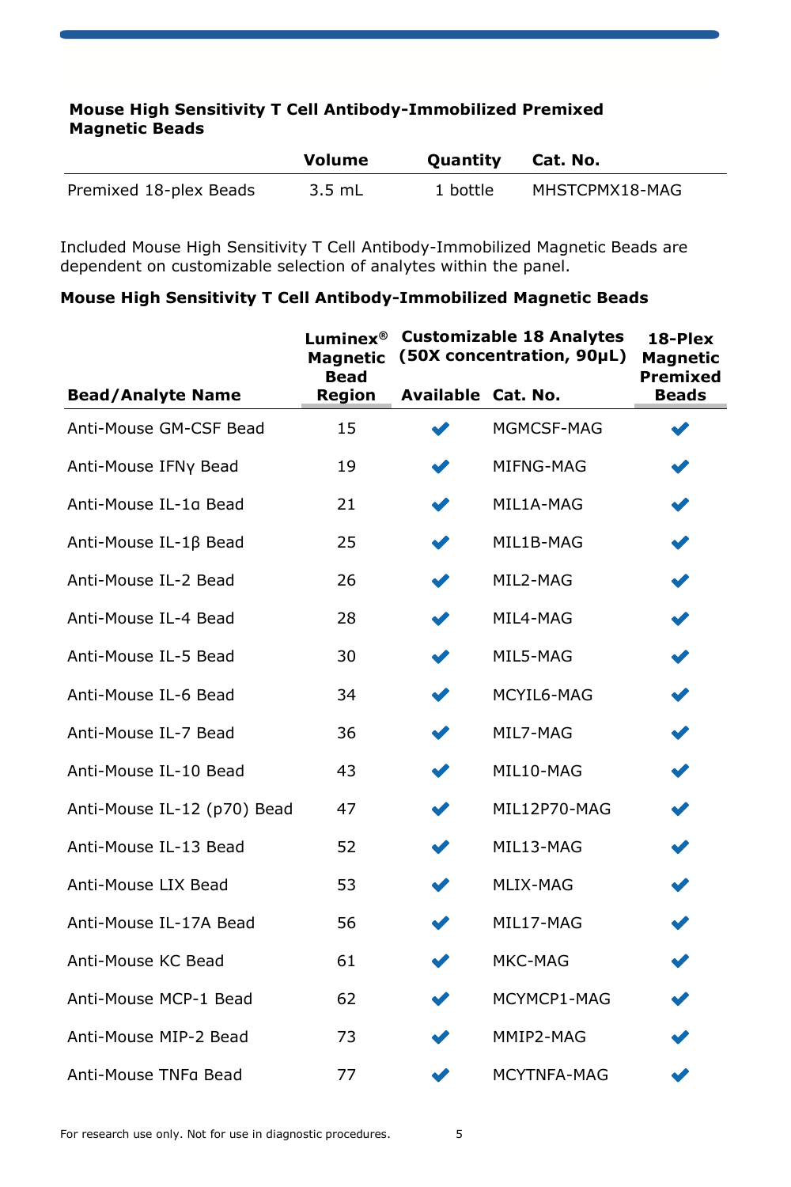**Mouse High Sensitivity T Cell Antibody-Immobilized Premixed Magnetic Beads**

| | Volume | Quantity | Cat. No. |
|---|---|---|---|
| Premixed 18-plex Beads | 3.5 mL | 1 bottle | MHSTCPMX18-MAG |

Included Mouse High Sensitivity T Cell Antibody-Immobilized Magnetic Beads are dependent on customizable selection of analytes within the panel.

**Mouse High Sensitivity T Cell Antibody-Immobilized Magnetic Beads**

| Bead/Analyte Name | Luminex® Magnetic Bead Region | Customizable 18 Analytes (50X concentration, 90µL) | | 18-Plex Magnetic Premixed Beads |
|---|---|---|---|---|
| | | Available | Cat. No. | |
| Anti-Mouse GM-CSF Bead | 15 | ✔ | MGMCSF-MAG | ✔ |
| Anti-Mouse IFNγ Bead | 19 | ✔ | MIFNG-MAG | ✔ |
| Anti-Mouse IL-1α Bead | 21 | ✔ | MIL1A-MAG | ✔ |
| Anti-Mouse IL-1β Bead | 25 | ✔ | MIL1B-MAG | ✔ |
| Anti-Mouse IL-2 Bead | 26 | ✔ | MIL2-MAG | ✔ |
| Anti-Mouse IL-4 Bead | 28 | ✔ | MIL4-MAG | ✔ |
| Anti-Mouse IL-5 Bead | 30 | ✔ | MIL5-MAG | ✔ |
| Anti-Mouse IL-6 Bead | 34 | ✔ | MCYIL6-MAG | ✔ |
| Anti-Mouse IL-7 Bead | 36 | ✔ | MIL7-MAG | ✔ |
| Anti-Mouse IL-10 Bead | 43 | ✔ | MIL10-MAG | ✔ |
| Anti-Mouse IL-12 (p70) Bead | 47 | ✔ | MIL12P70-MAG | ✔ |
| Anti-Mouse IL-13 Bead | 52 | ✔ | MIL13-MAG | ✔ |
| Anti-Mouse LIX Bead | 53 | ✔ | MLIX-MAG | ✔ |
| Anti-Mouse IL-17A Bead | 56 | ✔ | MIL17-MAG | ✔ |
| Anti-Mouse KC Bead | 61 | ✔ | MKC-MAG | ✔ |
| Anti-Mouse MCP-1 Bead | 62 | ✔ | MCYMCP1-MAG | ✔ |
| Anti-Mouse MIP-2 Bead | 73 | ✔ | MMIP2-MAG | ✔ |
| Anti-Mouse TNFα Bead | 77 | ✔ | MCYTNFA-MAG | ✔ |

For research use only. Not for use in diagnostic procedures.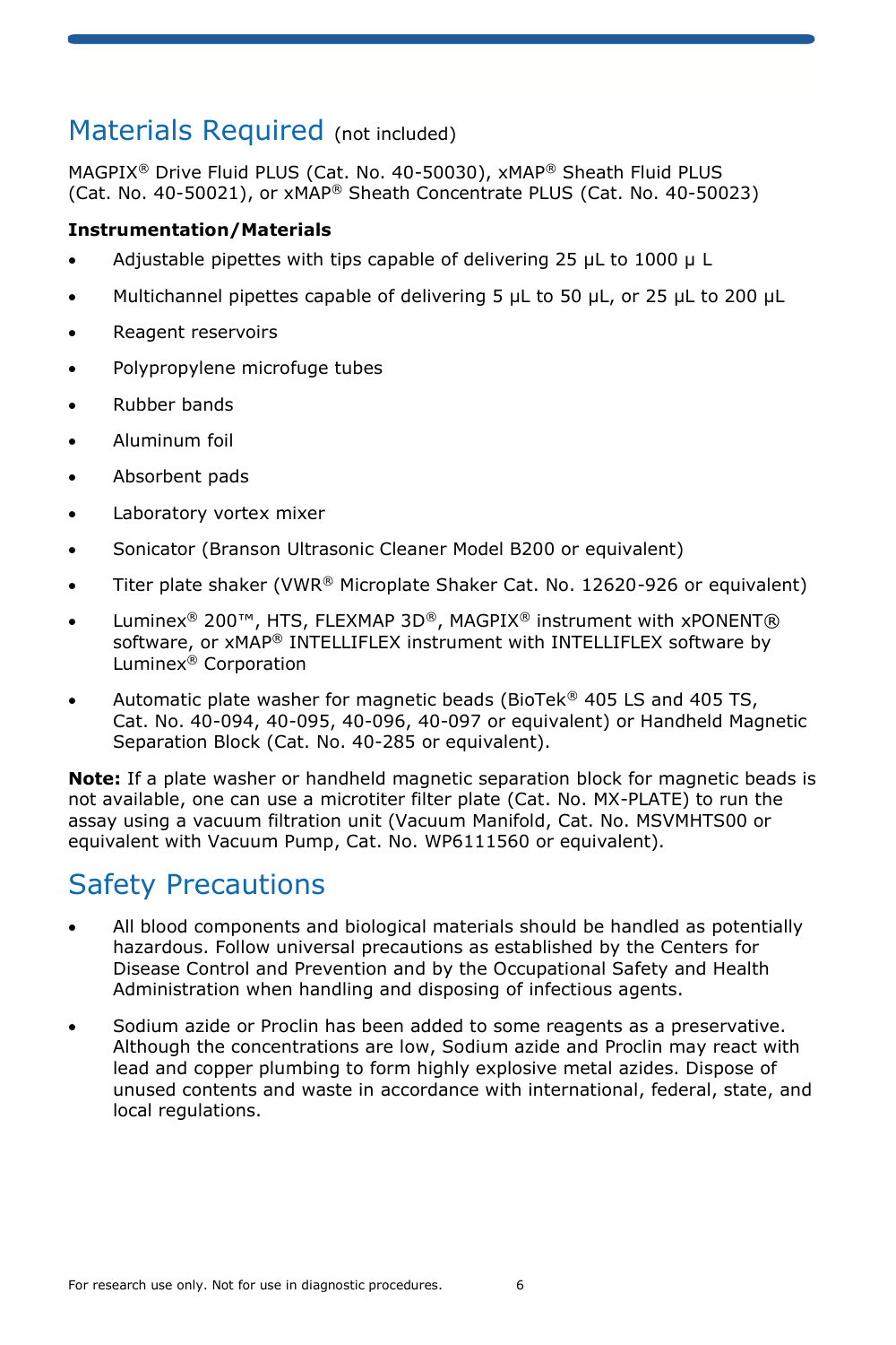## Materials Required (not included)

MAGPIX® Drive Fluid PLUS (Cat. No. 40-50030), xMAP® Sheath Fluid PLUS (Cat. No. 40-50021), or xMAP® Sheath Concentrate PLUS (Cat. No. 40-50023)

**Instrumentation/Materials**

- Adjustable pipettes with tips capable of delivering 25 µL to 1000 µ L
- Multichannel pipettes capable of delivering 5 µL to 50 µL, or 25 µL to 200 µL
- Reagent reservoirs
- Polypropylene microfuge tubes
- Rubber bands
- Aluminum foil
- Absorbent pads
- Laboratory vortex mixer
- Sonicator (Branson Ultrasonic Cleaner Model B200 or equivalent)
- Titer plate shaker (VWR® Microplate Shaker Cat. No. 12620-926 or equivalent)
- Luminex® 200™, HTS, FLEXMAP 3D®, MAGPIX® instrument with xPONENT® software, or xMAP® INTELLIFLEX instrument with INTELLIFLEX software by Luminex® Corporation
- Automatic plate washer for magnetic beads (BioTek® 405 LS and 405 TS, Cat. No. 40-094, 40-095, 40-096, 40-097 or equivalent) or Handheld Magnetic Separation Block (Cat. No. 40-285 or equivalent).

**Note:** If a plate washer or handheld magnetic separation block for magnetic beads is not available, one can use a microtiter filter plate (Cat. No. MX-PLATE) to run the assay using a vacuum filtration unit (Vacuum Manifold, Cat. No. MSVMHTS00 or equivalent with Vacuum Pump, Cat. No. WP6111560 or equivalent).

## Safety Precautions

- All blood components and biological materials should be handled as potentially hazardous. Follow universal precautions as established by the Centers for Disease Control and Prevention and by the Occupational Safety and Health Administration when handling and disposing of infectious agents.
- Sodium azide or Proclin has been added to some reagents as a preservative. Although the concentrations are low, Sodium azide and Proclin may react with lead and copper plumbing to form highly explosive metal azides. Dispose of unused contents and waste in accordance with international, federal, state, and local regulations.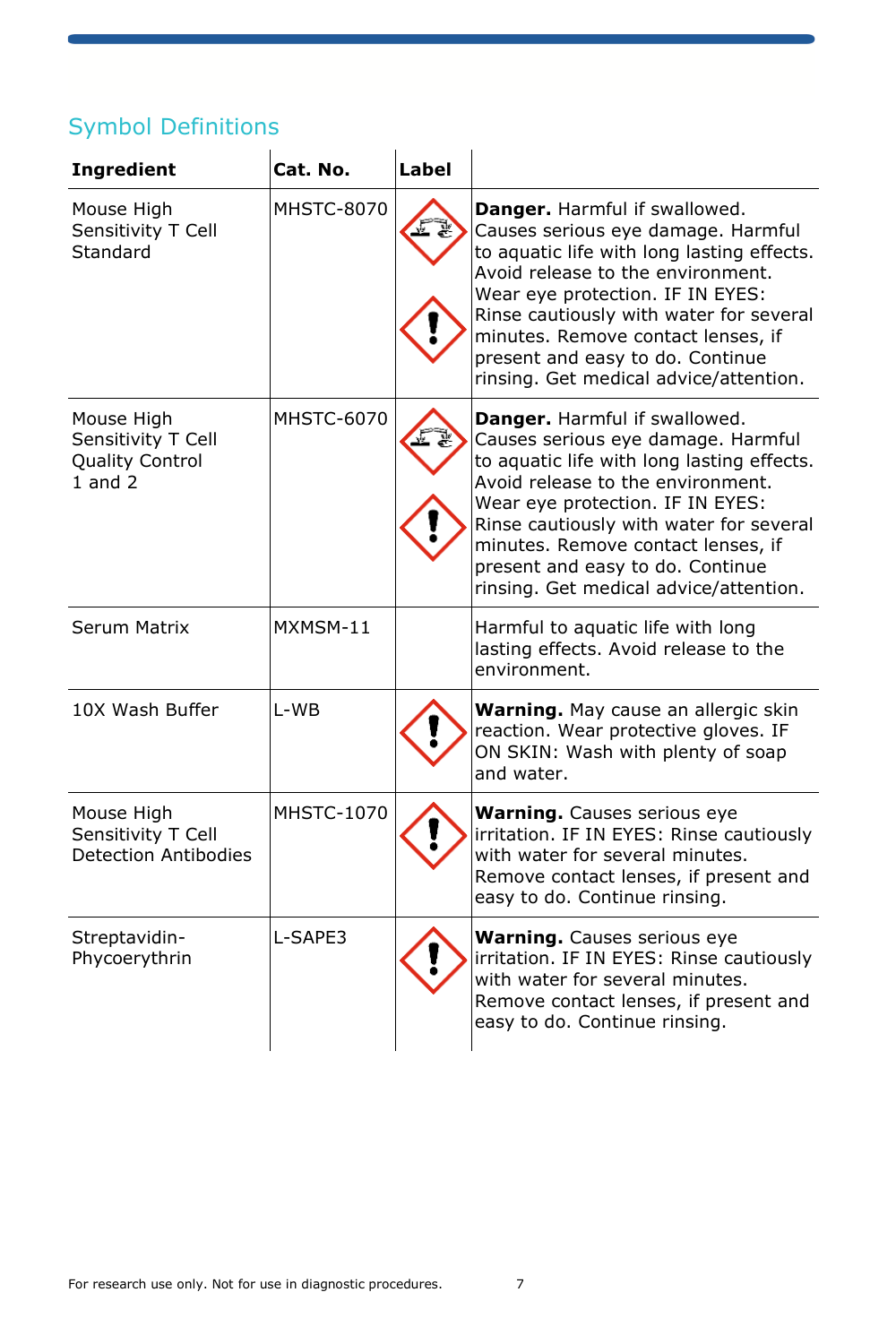## Symbol Definitions

| Ingredient | Cat. No. | Label | |
|---|---|---|---|
| Mouse High Sensitivity T Cell Standard | MHSTC-8070 | | **Danger.** Harmful if swallowed. Causes serious eye damage. Harmful to aquatic life with long lasting effects. Avoid release to the environment. Wear eye protection. IF IN EYES: Rinse cautiously with water for several minutes. Remove contact lenses, if present and easy to do. Continue rinsing. Get medical advice/attention. |
| Mouse High Sensitivity T Cell Quality Control 1 and 2 | MHSTC-6070 | | **Danger.** Harmful if swallowed. Causes serious eye damage. Harmful to aquatic life with long lasting effects. Avoid release to the environment. Wear eye protection. IF IN EYES: Rinse cautiously with water for several minutes. Remove contact lenses, if present and easy to do. Continue rinsing. Get medical advice/attention. |
| Serum Matrix | MXMSM-11 | | Harmful to aquatic life with long lasting effects. Avoid release to the environment. |
| 10X Wash Buffer | L-WB | | **Warning.** May cause an allergic skin reaction. Wear protective gloves. IF ON SKIN: Wash with plenty of soap and water. |
| Mouse High Sensitivity T Cell Detection Antibodies | MHSTC-1070 | | **Warning.** Causes serious eye irritation. IF IN EYES: Rinse cautiously with water for several minutes. Remove contact lenses, if present and easy to do. Continue rinsing. |
| Streptavidin-Phycoerythrin | L-SAPE3 | | **Warning.** Causes serious eye irritation. IF IN EYES: Rinse cautiously with water for several minutes. Remove contact lenses, if present and easy to do. Continue rinsing. |

For research use only. Not for use in diagnostic procedures.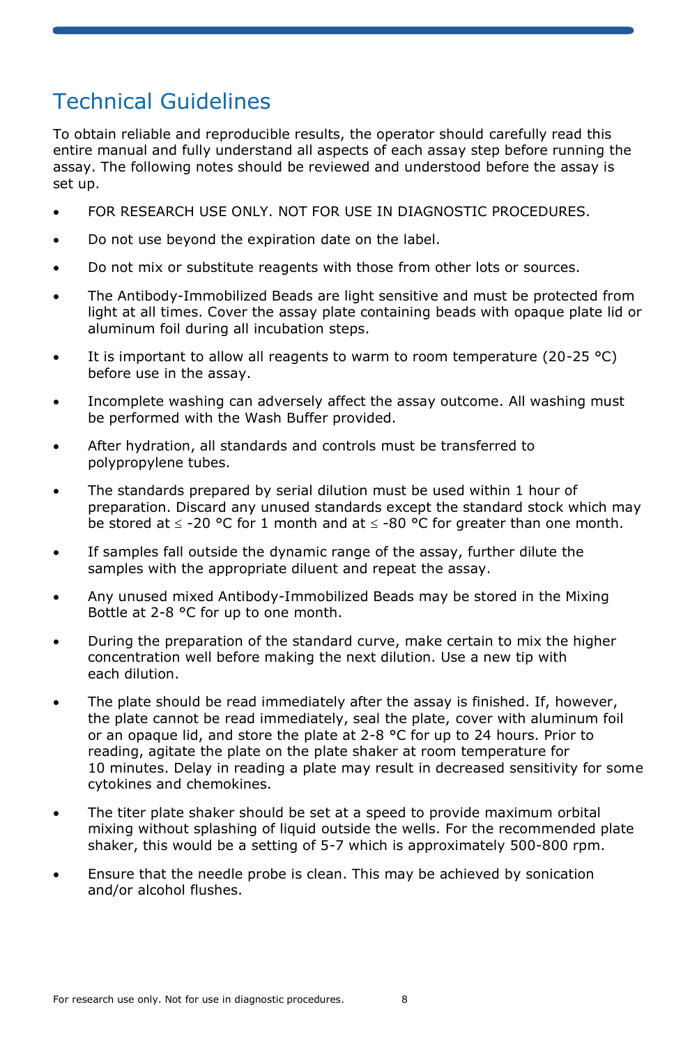# Technical Guidelines

To obtain reliable and reproducible results, the operator should carefully read this entire manual and fully understand all aspects of each assay step before running the assay. The following notes should be reviewed and understood before the assay is set up.

- FOR RESEARCH USE ONLY. NOT FOR USE IN DIAGNOSTIC PROCEDURES.
- Do not use beyond the expiration date on the label.
- Do not mix or substitute reagents with those from other lots or sources.
- The Antibody-Immobilized Beads are light sensitive and must be protected from light at all times. Cover the assay plate containing beads with opaque plate lid or aluminum foil during all incubation steps.
- It is important to allow all reagents to warm to room temperature (20-25 °C) before use in the assay.
- Incomplete washing can adversely affect the assay outcome. All washing must be performed with the Wash Buffer provided.
- After hydration, all standards and controls must be transferred to polypropylene tubes.
- The standards prepared by serial dilution must be used within 1 hour of preparation. Discard any unused standards except the standard stock which may be stored at ≤ -20 °C for 1 month and at ≤ -80 °C for greater than one month.
- If samples fall outside the dynamic range of the assay, further dilute the samples with the appropriate diluent and repeat the assay.
- Any unused mixed Antibody-Immobilized Beads may be stored in the Mixing Bottle at 2-8 °C for up to one month.
- During the preparation of the standard curve, make certain to mix the higher concentration well before making the next dilution. Use a new tip with each dilution.
- The plate should be read immediately after the assay is finished. If, however, the plate cannot be read immediately, seal the plate, cover with aluminum foil or an opaque lid, and store the plate at 2-8 °C for up to 24 hours. Prior to reading, agitate the plate on the plate shaker at room temperature for 10 minutes. Delay in reading a plate may result in decreased sensitivity for some cytokines and chemokines.
- The titer plate shaker should be set at a speed to provide maximum orbital mixing without splashing of liquid outside the wells. For the recommended plate shaker, this would be a setting of 5-7 which is approximately 500-800 rpm.
- Ensure that the needle probe is clean. This may be achieved by sonication and/or alcohol flushes.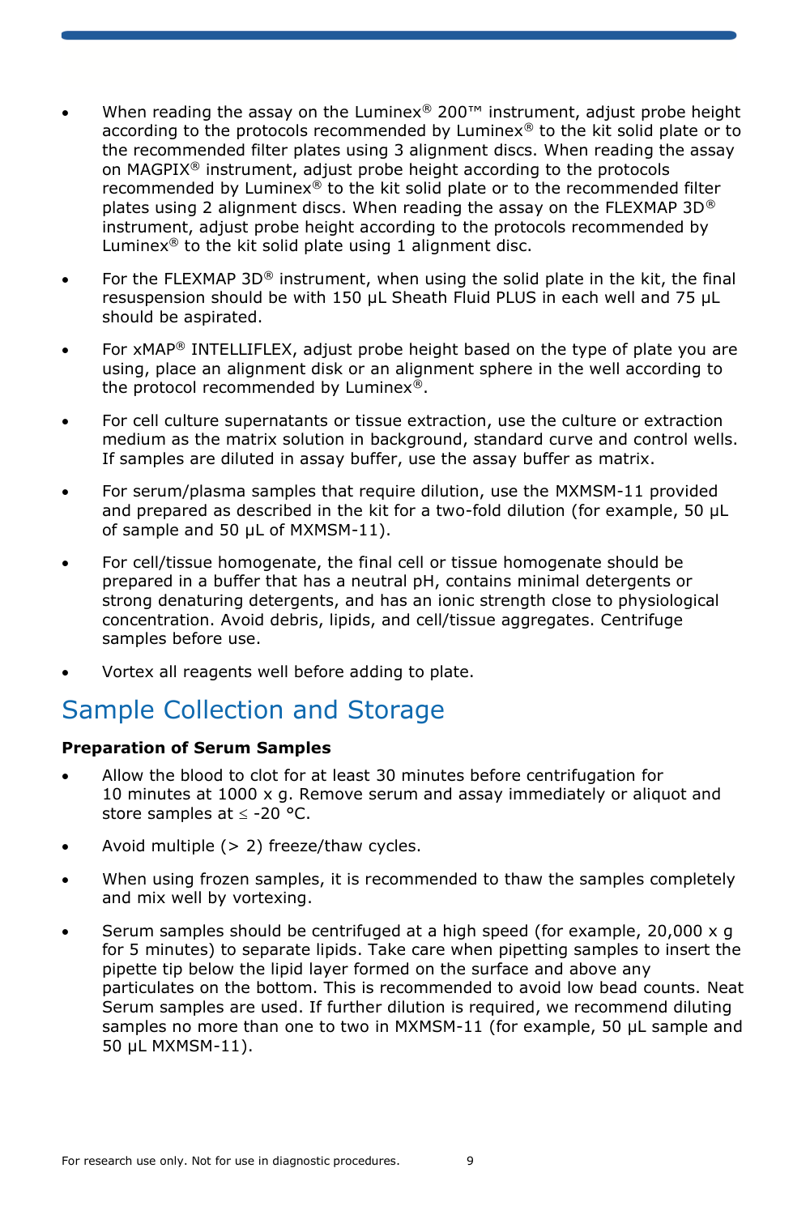- When reading the assay on the Luminex® 200™ instrument, adjust probe height according to the protocols recommended by Luminex® to the kit solid plate or to the recommended filter plates using 3 alignment discs. When reading the assay on MAGPIX® instrument, adjust probe height according to the protocols recommended by Luminex® to the kit solid plate or to the recommended filter plates using 2 alignment discs. When reading the assay on the FLEXMAP 3D® instrument, adjust probe height according to the protocols recommended by Luminex® to the kit solid plate using 1 alignment disc.

- For the FLEXMAP 3D® instrument, when using the solid plate in the kit, the final resuspension should be with 150 µL Sheath Fluid PLUS in each well and 75 µL should be aspirated.

- For xMAP® INTELLIFLEX, adjust probe height based on the type of plate you are using, place an alignment disk or an alignment sphere in the well according to the protocol recommended by Luminex®.

- For cell culture supernatants or tissue extraction, use the culture or extraction medium as the matrix solution in background, standard curve and control wells. If samples are diluted in assay buffer, use the assay buffer as matrix.

- For serum/plasma samples that require dilution, use the MXMSM-11 provided and prepared as described in the kit for a two-fold dilution (for example, 50 µL of sample and 50 µL of MXMSM-11).

- For cell/tissue homogenate, the final cell or tissue homogenate should be prepared in a buffer that has a neutral pH, contains minimal detergents or strong denaturing detergents, and has an ionic strength close to physiological concentration. Avoid debris, lipids, and cell/tissue aggregates. Centrifuge samples before use.

- Vortex all reagents well before adding to plate.

# Sample Collection and Storage

**Preparation of Serum Samples**

- Allow the blood to clot for at least 30 minutes before centrifugation for 10 minutes at 1000 x g. Remove serum and assay immediately or aliquot and store samples at ≤ -20 °C.

- Avoid multiple (> 2) freeze/thaw cycles.

- When using frozen samples, it is recommended to thaw the samples completely and mix well by vortexing.

- Serum samples should be centrifuged at a high speed (for example, 20,000 x g for 5 minutes) to separate lipids. Take care when pipetting samples to insert the pipette tip below the lipid layer formed on the surface and above any particulates on the bottom. This is recommended to avoid low bead counts. Neat Serum samples are used. If further dilution is required, we recommend diluting samples no more than one to two in MXMSM-11 (for example, 50 µL sample and 50 µL MXMSM-11).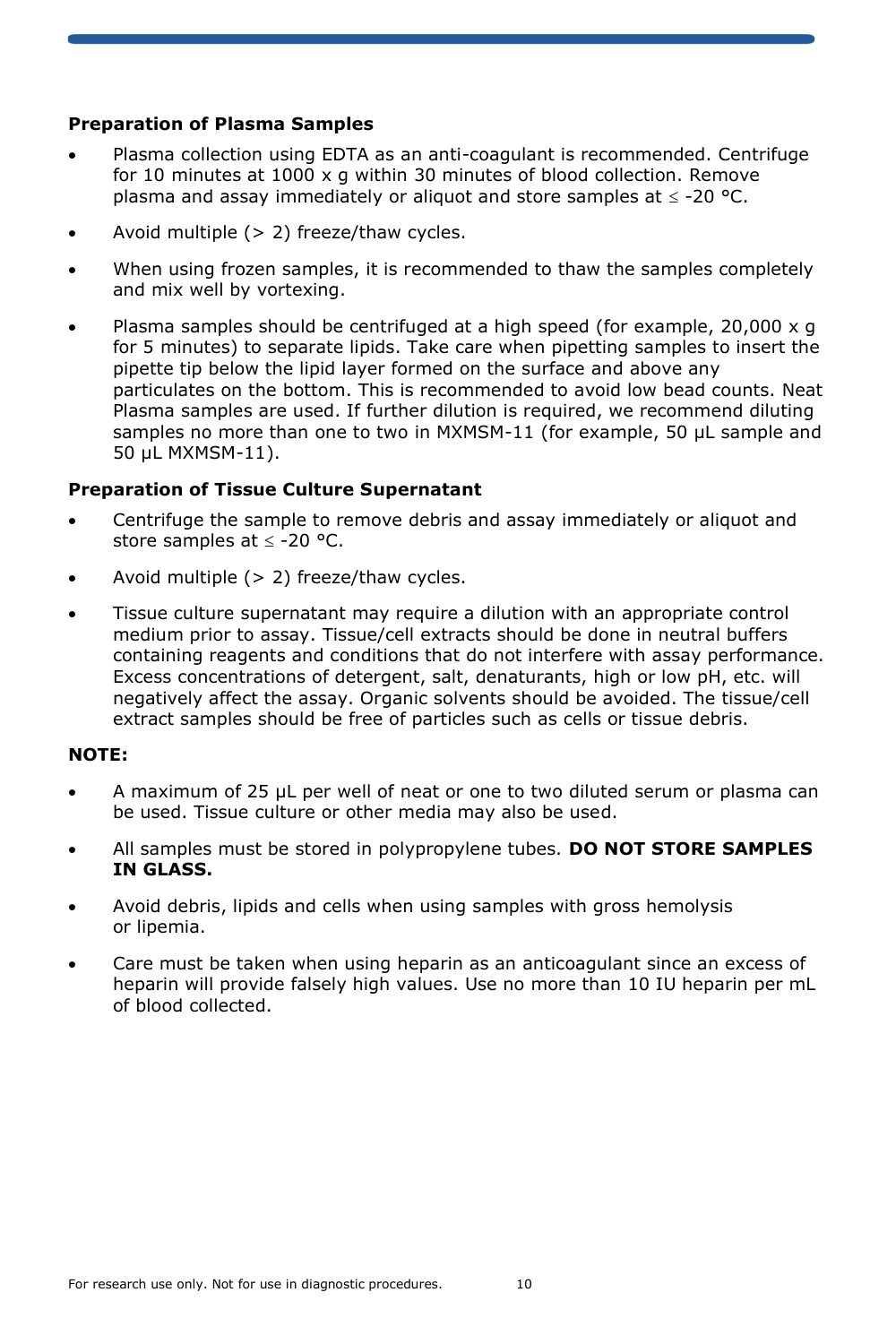**Preparation of Plasma Samples**

- Plasma collection using EDTA as an anti-coagulant is recommended. Centrifuge for 10 minutes at 1000 x g within 30 minutes of blood collection. Remove plasma and assay immediately or aliquot and store samples at ≤ -20 °C.
- Avoid multiple (> 2) freeze/thaw cycles.
- When using frozen samples, it is recommended to thaw the samples completely and mix well by vortexing.
- Plasma samples should be centrifuged at a high speed (for example, 20,000 x g for 5 minutes) to separate lipids. Take care when pipetting samples to insert the pipette tip below the lipid layer formed on the surface and above any particulates on the bottom. This is recommended to avoid low bead counts. Neat Plasma samples are used. If further dilution is required, we recommend diluting samples no more than one to two in MXMSM-11 (for example, 50 µL sample and 50 µL MXMSM-11).

**Preparation of Tissue Culture Supernatant**

- Centrifuge the sample to remove debris and assay immediately or aliquot and store samples at ≤ -20 °C.
- Avoid multiple (> 2) freeze/thaw cycles.
- Tissue culture supernatant may require a dilution with an appropriate control medium prior to assay. Tissue/cell extracts should be done in neutral buffers containing reagents and conditions that do not interfere with assay performance. Excess concentrations of detergent, salt, denaturants, high or low pH, etc. will negatively affect the assay. Organic solvents should be avoided. The tissue/cell extract samples should be free of particles such as cells or tissue debris.

**NOTE:**

- A maximum of 25 µL per well of neat or one to two diluted serum or plasma can be used. Tissue culture or other media may also be used.
- All samples must be stored in polypropylene tubes. **DO NOT STORE SAMPLES IN GLASS.**
- Avoid debris, lipids and cells when using samples with gross hemolysis or lipemia.
- Care must be taken when using heparin as an anticoagulant since an excess of heparin will provide falsely high values. Use no more than 10 IU heparin per mL of blood collected.

For research use only. Not for use in diagnostic procedures.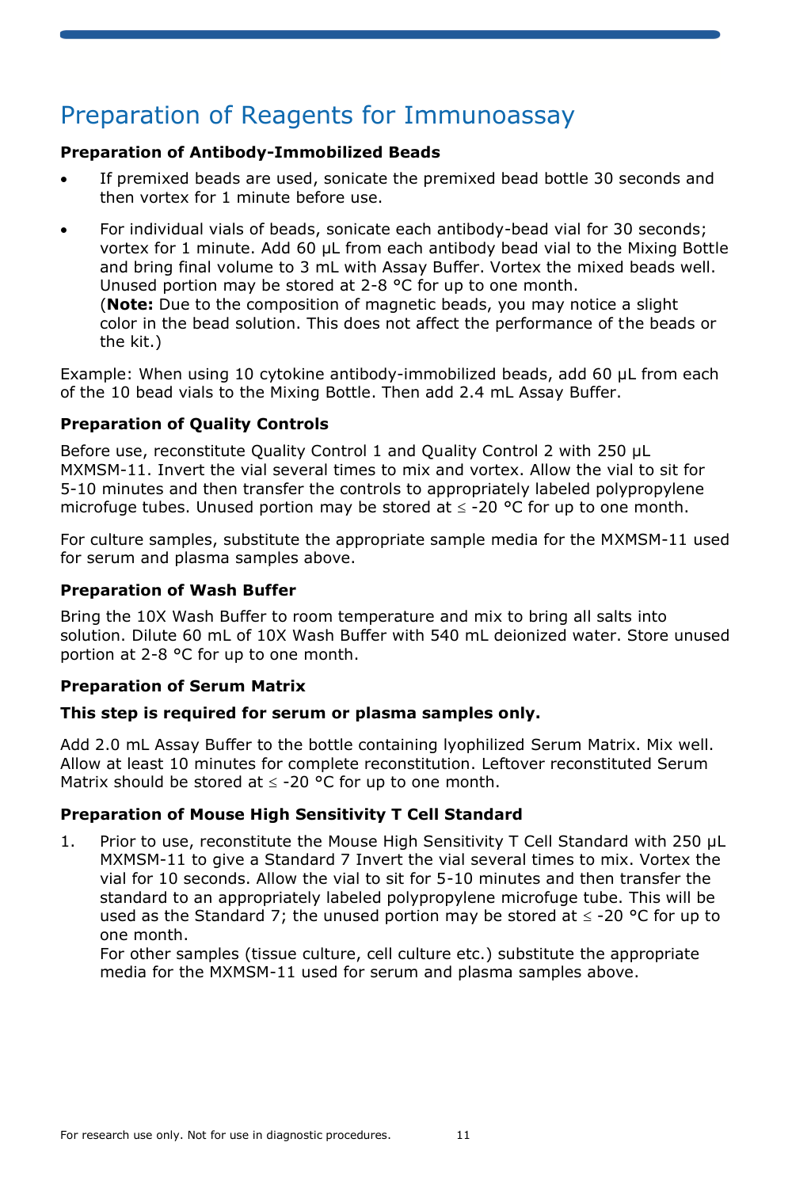# Preparation of Reagents for Immunoassay

**Preparation of Antibody-Immobilized Beads**

- If premixed beads are used, sonicate the premixed bead bottle 30 seconds and then vortex for 1 minute before use.
- For individual vials of beads, sonicate each antibody-bead vial for 30 seconds; vortex for 1 minute. Add 60 µL from each antibody bead vial to the Mixing Bottle and bring final volume to 3 mL with Assay Buffer. Vortex the mixed beads well. Unused portion may be stored at 2-8 °C for up to one month.
  (**Note:** Due to the composition of magnetic beads, you may notice a slight color in the bead solution. This does not affect the performance of the beads or the kit.)

Example: When using 10 cytokine antibody-immobilized beads, add 60 µL from each of the 10 bead vials to the Mixing Bottle. Then add 2.4 mL Assay Buffer.

**Preparation of Quality Controls**

Before use, reconstitute Quality Control 1 and Quality Control 2 with 250 µL MXMSM-11. Invert the vial several times to mix and vortex. Allow the vial to sit for 5-10 minutes and then transfer the controls to appropriately labeled polypropylene microfuge tubes. Unused portion may be stored at ≤ -20 °C for up to one month.

For culture samples, substitute the appropriate sample media for the MXMSM-11 used for serum and plasma samples above.

**Preparation of Wash Buffer**

Bring the 10X Wash Buffer to room temperature and mix to bring all salts into solution. Dilute 60 mL of 10X Wash Buffer with 540 mL deionized water. Store unused portion at 2-8 °C for up to one month.

**Preparation of Serum Matrix**

**This step is required for serum or plasma samples only.**

Add 2.0 mL Assay Buffer to the bottle containing lyophilized Serum Matrix. Mix well. Allow at least 10 minutes for complete reconstitution. Leftover reconstituted Serum Matrix should be stored at ≤ -20 °C for up to one month.

**Preparation of Mouse High Sensitivity T Cell Standard**

1. Prior to use, reconstitute the Mouse High Sensitivity T Cell Standard with 250 µL MXMSM-11 to give a Standard 7 Invert the vial several times to mix. Vortex the vial for 10 seconds. Allow the vial to sit for 5-10 minutes and then transfer the standard to an appropriately labeled polypropylene microfuge tube. This will be used as the Standard 7; the unused portion may be stored at ≤ -20 °C for up to one month.
   For other samples (tissue culture, cell culture etc.) substitute the appropriate media for the MXMSM-11 used for serum and plasma samples above.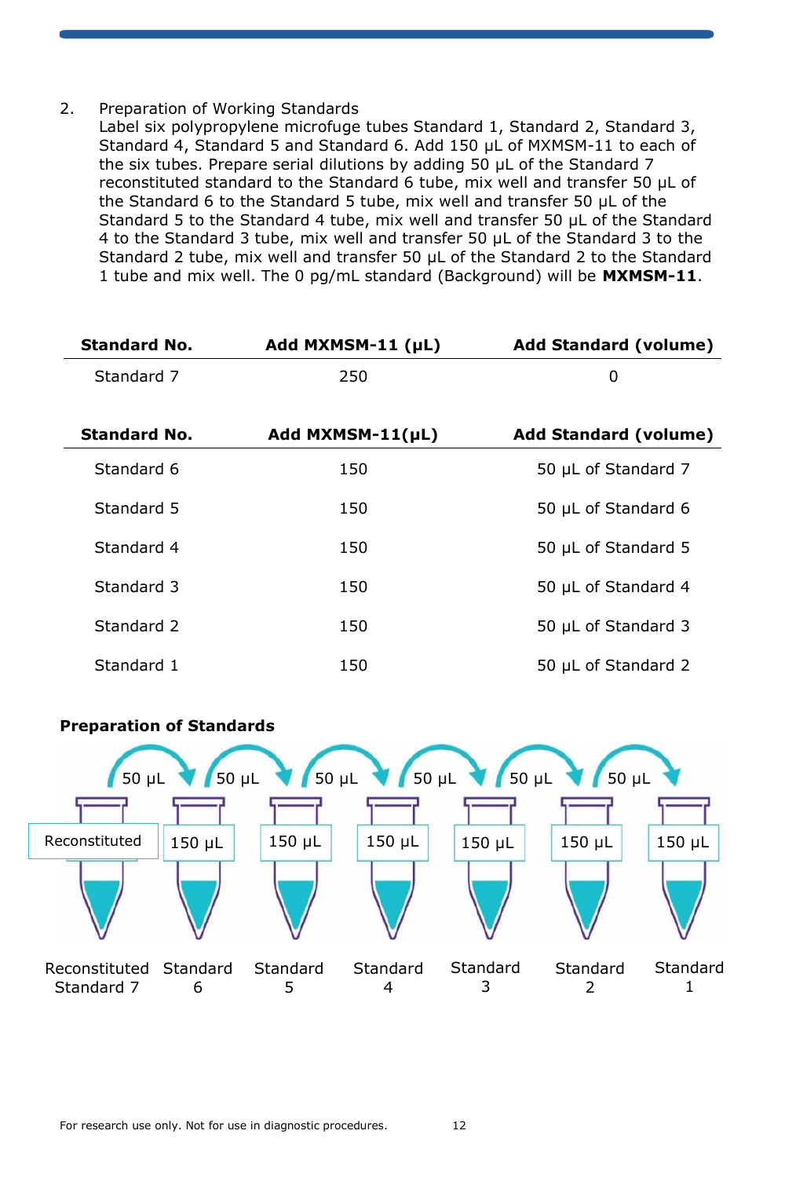2. Preparation of Working Standards
   Label six polypropylene microfuge tubes Standard 1, Standard 2, Standard 3, Standard 4, Standard 5 and Standard 6. Add 150 µL of MXMSM-11 to each of the six tubes. Prepare serial dilutions by adding 50 µL of the Standard 7 reconstituted standard to the Standard 6 tube, mix well and transfer 50 µL of the Standard 6 to the Standard 5 tube, mix well and transfer 50 µL of the Standard 5 to the Standard 4 tube, mix well and transfer 50 µL of the Standard 4 to the Standard 3 tube, mix well and transfer 50 µL of the Standard 3 to the Standard 2 tube, mix well and transfer 50 µL of the Standard 2 to the Standard 1 tube and mix well. The 0 pg/mL standard (Background) will be **MXMSM-11**.

| Standard No. | Add MXMSM-11 (µL) | Add Standard (volume) |
|---|---|---|
| Standard 7 | 250 | 0 |

| Standard No. | Add MXMSM-11(µL) | Add Standard (volume) |
|---|---|---|
| Standard 6 | 150 | 50 µL of Standard 7 |
| Standard 5 | 150 | 50 µL of Standard 6 |
| Standard 4 | 150 | 50 µL of Standard 5 |
| Standard 3 | 150 | 50 µL of Standard 4 |
| Standard 2 | 150 | 50 µL of Standard 3 |
| Standard 1 | 150 | 50 µL of Standard 2 |

**Preparation of Standards**

| Reconstituted Standard 7 | Standard 6 | Standard 5 | Standard 4 | Standard 3 | Standard 2 | Standard 1 |
|---|---|---|---|---|---|---|
| Reconstituted | 150 µL | 150 µL | 150 µL | 150 µL | 150 µL | 150 µL |

Each step: transfer 50 µL to the next tube (Standard 7 → 6 → 5 → 4 → 3 → 2 → 1).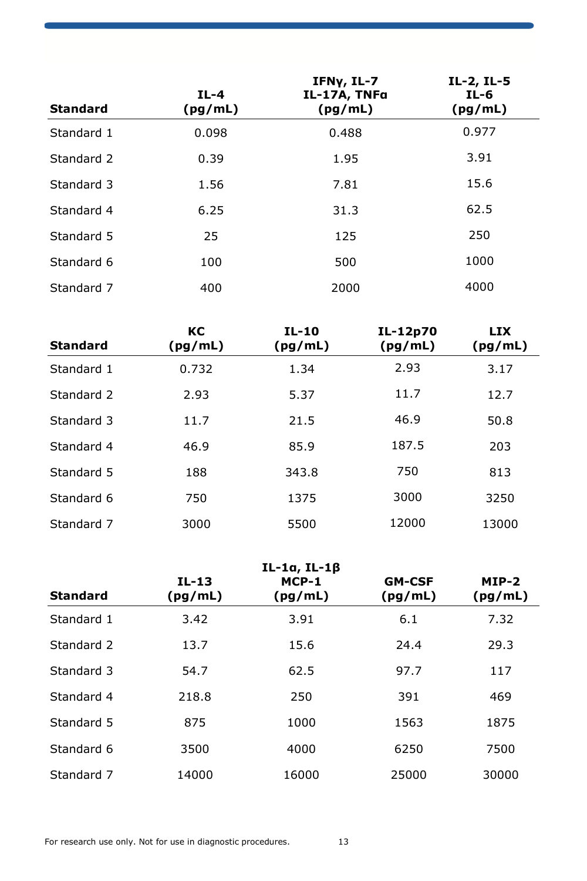| Standard | IL-4 (pg/mL) | IFNγ, IL-7 IL-17A, TNFα (pg/mL) | IL-2, IL-5 IL-6 (pg/mL) |
|---|---|---|---|
| Standard 1 | 0.098 | 0.488 | 0.977 |
| Standard 2 | 0.39 | 1.95 | 3.91 |
| Standard 3 | 1.56 | 7.81 | 15.6 |
| Standard 4 | 6.25 | 31.3 | 62.5 |
| Standard 5 | 25 | 125 | 250 |
| Standard 6 | 100 | 500 | 1000 |
| Standard 7 | 400 | 2000 | 4000 |

| Standard | KC (pg/mL) | IL-10 (pg/mL) | IL-12p70 (pg/mL) | LIX (pg/mL) |
|---|---|---|---|---|
| Standard 1 | 0.732 | 1.34 | 2.93 | 3.17 |
| Standard 2 | 2.93 | 5.37 | 11.7 | 12.7 |
| Standard 3 | 11.7 | 21.5 | 46.9 | 50.8 |
| Standard 4 | 46.9 | 85.9 | 187.5 | 203 |
| Standard 5 | 188 | 343.8 | 750 | 813 |
| Standard 6 | 750 | 1375 | 3000 | 3250 |
| Standard 7 | 3000 | 5500 | 12000 | 13000 |

| Standard | IL-13 (pg/mL) | IL-1α, IL-1β MCP-1 (pg/mL) | GM-CSF (pg/mL) | MIP-2 (pg/mL) |
|---|---|---|---|---|
| Standard 1 | 3.42 | 3.91 | 6.1 | 7.32 |
| Standard 2 | 13.7 | 15.6 | 24.4 | 29.3 |
| Standard 3 | 54.7 | 62.5 | 97.7 | 117 |
| Standard 4 | 218.8 | 250 | 391 | 469 |
| Standard 5 | 875 | 1000 | 1563 | 1875 |
| Standard 6 | 3500 | 4000 | 6250 | 7500 |
| Standard 7 | 14000 | 16000 | 25000 | 30000 |

For research use only. Not for use in diagnostic procedures.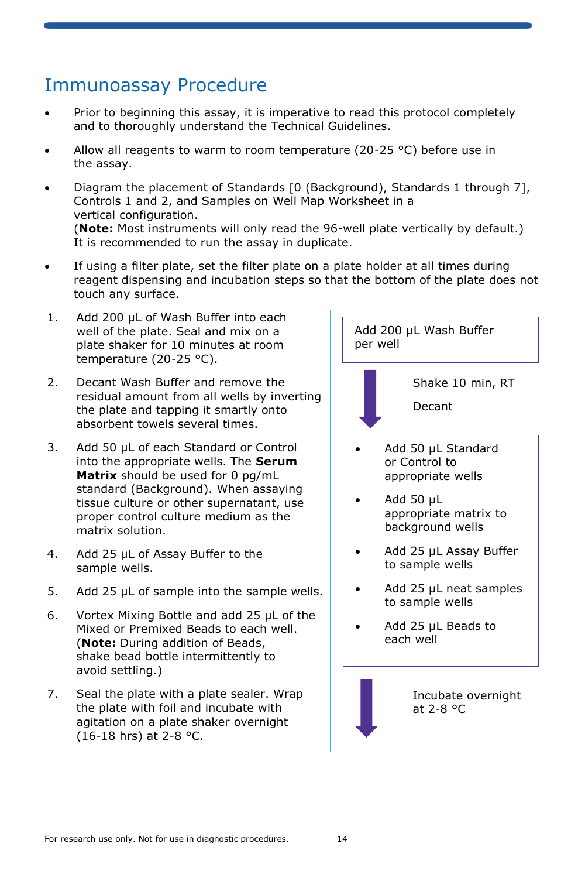## Immunoassay Procedure

- Prior to beginning this assay, it is imperative to read this protocol completely and to thoroughly understand the Technical Guidelines.
- Allow all reagents to warm to room temperature (20-25 °C) before use in the assay.
- Diagram the placement of Standards [0 (Background), Standards 1 through 7], Controls 1 and 2, and Samples on Well Map Worksheet in a vertical configuration.
(**Note:** Most instruments will only read the 96-well plate vertically by default.)
It is recommended to run the assay in duplicate.
- If using a filter plate, set the filter plate on a plate holder at all times during reagent dispensing and incubation steps so that the bottom of the plate does not touch any surface.

1. Add 200 µL of Wash Buffer into each well of the plate. Seal and mix on a plate shaker for 10 minutes at room temperature (20-25 °C).
2. Decant Wash Buffer and remove the residual amount from all wells by inverting the plate and tapping it smartly onto absorbent towels several times.
3. Add 50 µL of each Standard or Control into the appropriate wells. The **Serum Matrix** should be used for 0 pg/mL standard (Background). When assaying tissue culture or other supernatant, use proper control culture medium as the matrix solution.
4. Add 25 µL of Assay Buffer to the sample wells.
5. Add 25 µL of sample into the sample wells.
6. Vortex Mixing Bottle and add 25 µL of the Mixed or Premixed Beads to each well. (**Note:** During addition of Beads, shake bead bottle intermittently to avoid settling.)
7. Seal the plate with a plate sealer. Wrap the plate with foil and incubate with agitation on a plate shaker overnight (16-18 hrs) at 2-8 °C.

Add 200 µL Wash Buffer per well

↓ Shake 10 min, RT

Decant

- Add 50 µL Standard or Control to appropriate wells
- Add 50 µL appropriate matrix to background wells
- Add 25 µL Assay Buffer to sample wells
- Add 25 µL neat samples to sample wells
- Add 25 µL Beads to each well

↓ Incubate overnight at 2-8 °C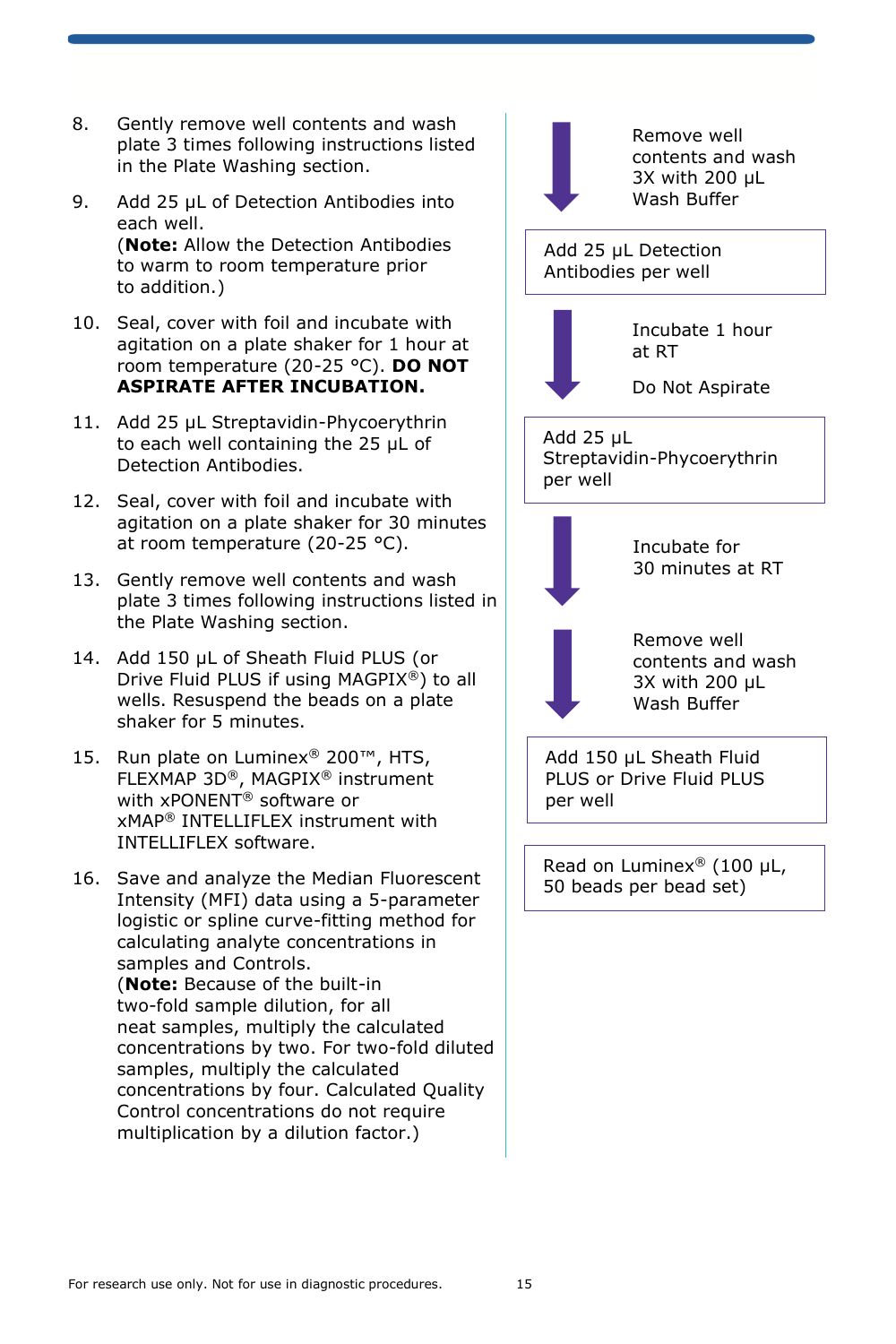8. Gently remove well contents and wash plate 3 times following instructions listed in the Plate Washing section.

9. Add 25 µL of Detection Antibodies into each well.
(**Note:** Allow the Detection Antibodies to warm to room temperature prior to addition.)

10. Seal, cover with foil and incubate with agitation on a plate shaker for 1 hour at room temperature (20-25 °C). **DO NOT ASPIRATE AFTER INCUBATION.**

11. Add 25 µL Streptavidin-Phycoerythrin to each well containing the 25 µL of Detection Antibodies.

12. Seal, cover with foil and incubate with agitation on a plate shaker for 30 minutes at room temperature (20-25 °C).

13. Gently remove well contents and wash plate 3 times following instructions listed in the Plate Washing section.

14. Add 150 µL of Sheath Fluid PLUS (or Drive Fluid PLUS if using MAGPIX®) to all wells. Resuspend the beads on a plate shaker for 5 minutes.

15. Run plate on Luminex® 200™, HTS, FLEXMAP 3D®, MAGPIX® instrument with xPONENT® software or xMAP® INTELLIFLEX instrument with INTELLIFLEX software.

16. Save and analyze the Median Fluorescent Intensity (MFI) data using a 5-parameter logistic or spline curve-fitting method for calculating analyte concentrations in samples and Controls.
(**Note:** Because of the built-in two-fold sample dilution, for all neat samples, multiply the calculated concentrations by two. For two-fold diluted samples, multiply the calculated concentrations by four. Calculated Quality Control concentrations do not require multiplication by a dilution factor.)

---

Remove well contents and wash 3X with 200 µL Wash Buffer

↓

Add 25 µL Detection Antibodies per well

↓

Incubate 1 hour at RT

Do Not Aspirate

↓

Add 25 µL Streptavidin-Phycoerythrin per well

↓

Incubate for 30 minutes at RT

↓

Remove well contents and wash 3X with 200 µL Wash Buffer

↓

Add 150 µL Sheath Fluid PLUS or Drive Fluid PLUS per well

Read on Luminex® (100 µL, 50 beads per bead set)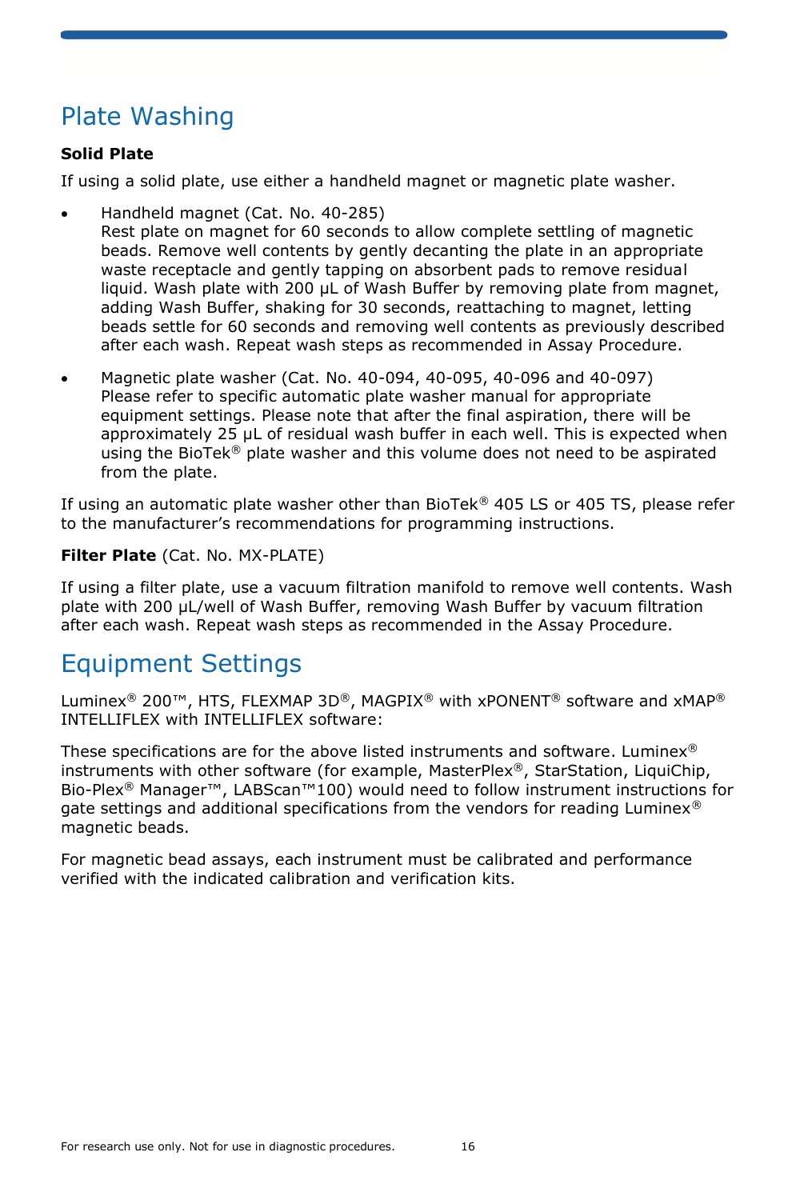# Plate Washing

**Solid Plate**

If using a solid plate, use either a handheld magnet or magnetic plate washer.

- Handheld magnet (Cat. No. 40-285)
  Rest plate on magnet for 60 seconds to allow complete settling of magnetic beads. Remove well contents by gently decanting the plate in an appropriate waste receptacle and gently tapping on absorbent pads to remove residual liquid. Wash plate with 200 µL of Wash Buffer by removing plate from magnet, adding Wash Buffer, shaking for 30 seconds, reattaching to magnet, letting beads settle for 60 seconds and removing well contents as previously described after each wash. Repeat wash steps as recommended in Assay Procedure.

- Magnetic plate washer (Cat. No. 40-094, 40-095, 40-096 and 40-097)
  Please refer to specific automatic plate washer manual for appropriate equipment settings. Please note that after the final aspiration, there will be approximately 25 µL of residual wash buffer in each well. This is expected when using the BioTek® plate washer and this volume does not need to be aspirated from the plate.

If using an automatic plate washer other than BioTek® 405 LS or 405 TS, please refer to the manufacturer's recommendations for programming instructions.

**Filter Plate** (Cat. No. MX-PLATE)

If using a filter plate, use a vacuum filtration manifold to remove well contents. Wash plate with 200 µL/well of Wash Buffer, removing Wash Buffer by vacuum filtration after each wash. Repeat wash steps as recommended in the Assay Procedure.

# Equipment Settings

Luminex® 200™, HTS, FLEXMAP 3D®, MAGPIX® with xPONENT® software and xMAP® INTELLIFLEX with INTELLIFLEX software:

These specifications are for the above listed instruments and software. Luminex® instruments with other software (for example, MasterPlex®, StarStation, LiquiChip, Bio-Plex® Manager™, LABScan™100) would need to follow instrument instructions for gate settings and additional specifications from the vendors for reading Luminex® magnetic beads.

For magnetic bead assays, each instrument must be calibrated and performance verified with the indicated calibration and verification kits.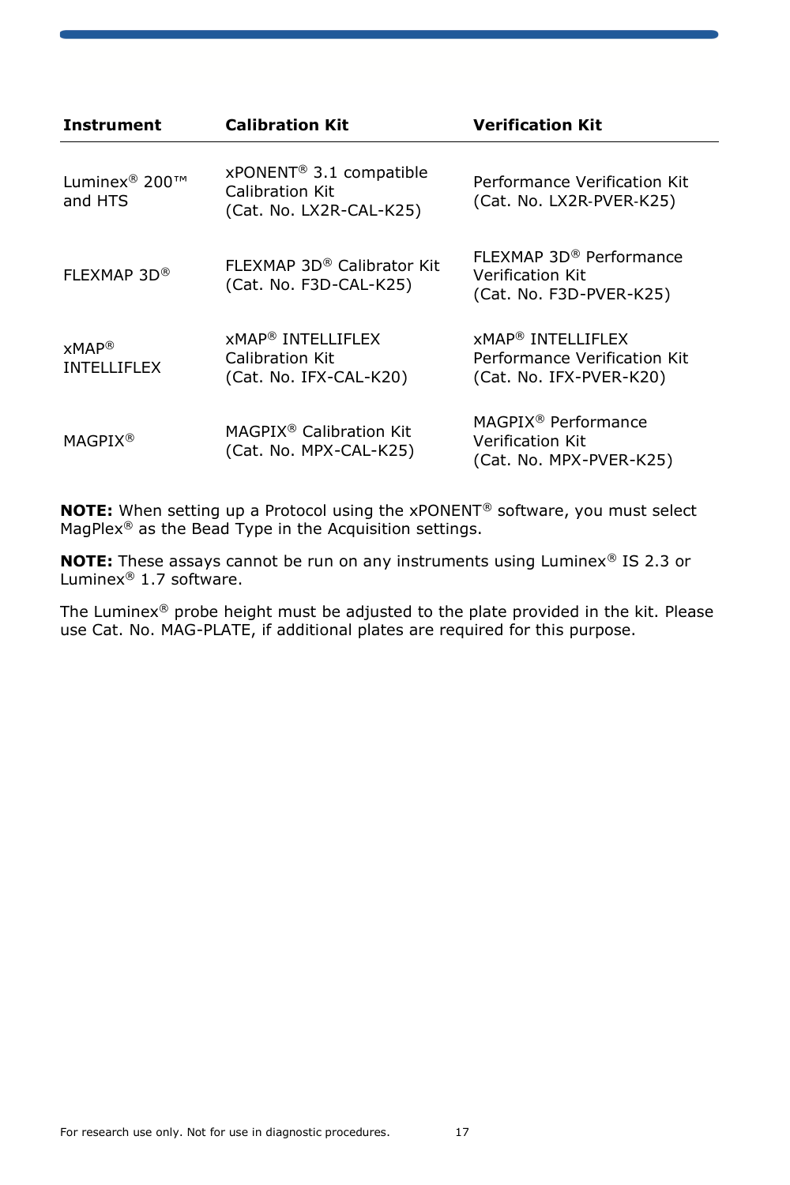| Instrument | Calibration Kit | Verification Kit |
|---|---|---|
| Luminex® 200™ and HTS | xPONENT® 3.1 compatible Calibration Kit (Cat. No. LX2R-CAL-K25) | Performance Verification Kit (Cat. No. LX2R-PVER-K25) |
| FLEXMAP 3D® | FLEXMAP 3D® Calibrator Kit (Cat. No. F3D-CAL-K25) | FLEXMAP 3D® Performance Verification Kit (Cat. No. F3D-PVER-K25) |
| xMAP® INTELLIFLEX | xMAP® INTELLIFLEX Calibration Kit (Cat. No. IFX-CAL-K20) | xMAP® INTELLIFLEX Performance Verification Kit (Cat. No. IFX-PVER-K20) |
| MAGPIX® | MAGPIX® Calibration Kit (Cat. No. MPX-CAL-K25) | MAGPIX® Performance Verification Kit (Cat. No. MPX-PVER-K25) |

**NOTE:** When setting up a Protocol using the xPONENT® software, you must select MagPlex® as the Bead Type in the Acquisition settings.

**NOTE:** These assays cannot be run on any instruments using Luminex® IS 2.3 or Luminex® 1.7 software.

The Luminex® probe height must be adjusted to the plate provided in the kit. Please use Cat. No. MAG-PLATE, if additional plates are required for this purpose.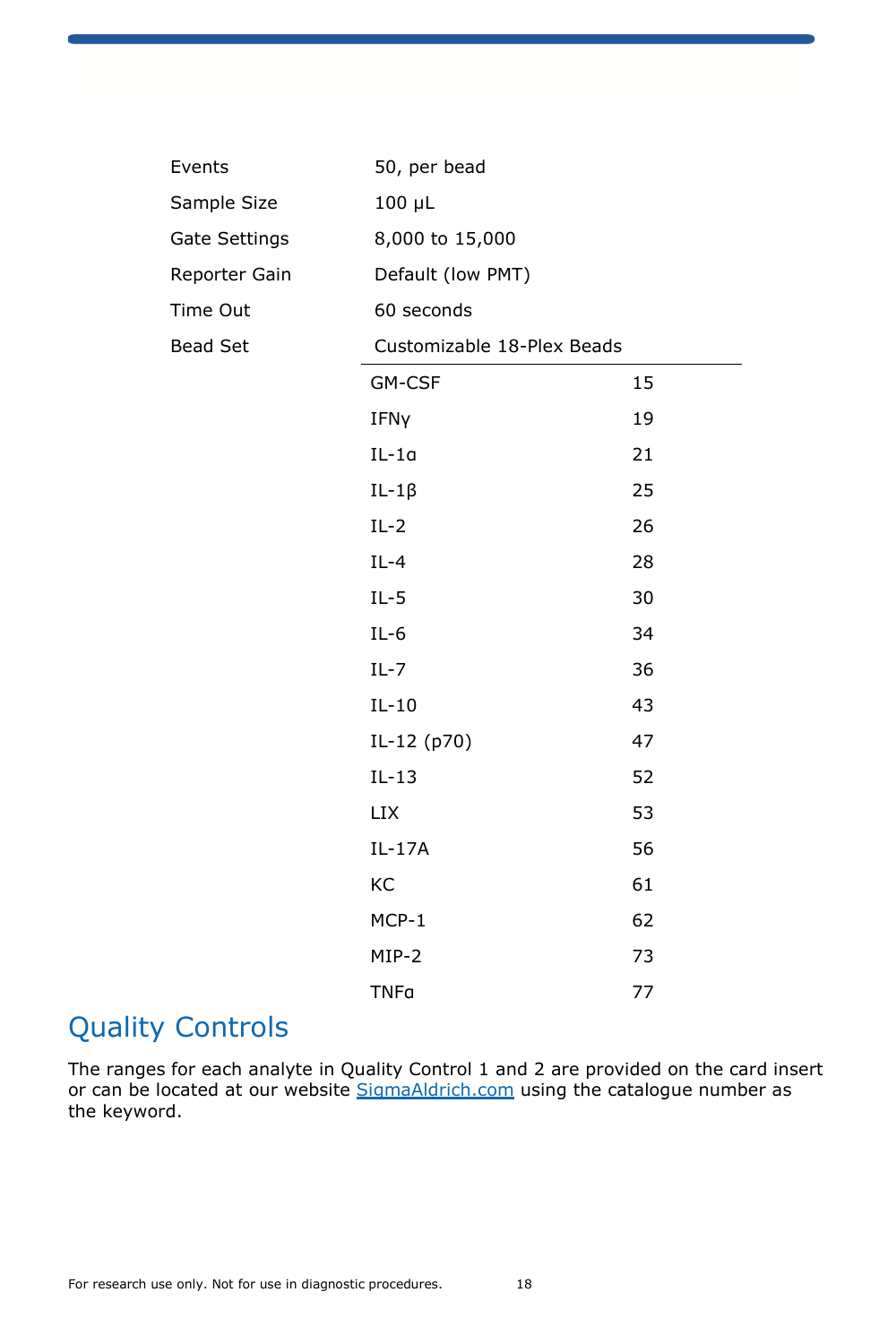| | |
|---|---|
| Events | 50, per bead |
| Sample Size | 100 µL |
| Gate Settings | 8,000 to 15,000 |
| Reporter Gain | Default (low PMT) |
| Time Out | 60 seconds |
| Bead Set | Customizable 18-Plex Beads |

| | |
|---|---|
| GM-CSF | 15 |
| IFNγ | 19 |
| IL-1α | 21 |
| IL-1β | 25 |
| IL-2 | 26 |
| IL-4 | 28 |
| IL-5 | 30 |
| IL-6 | 34 |
| IL-7 | 36 |
| IL-10 | 43 |
| IL-12 (p70) | 47 |
| IL-13 | 52 |
| LIX | 53 |
| IL-17A | 56 |
| KC | 61 |
| MCP-1 | 62 |
| MIP-2 | 73 |
| TNFα | 77 |

## Quality Controls

The ranges for each analyte in Quality Control 1 and 2 are provided on the card insert or can be located at our website SigmaAldrich.com using the catalogue number as the keyword.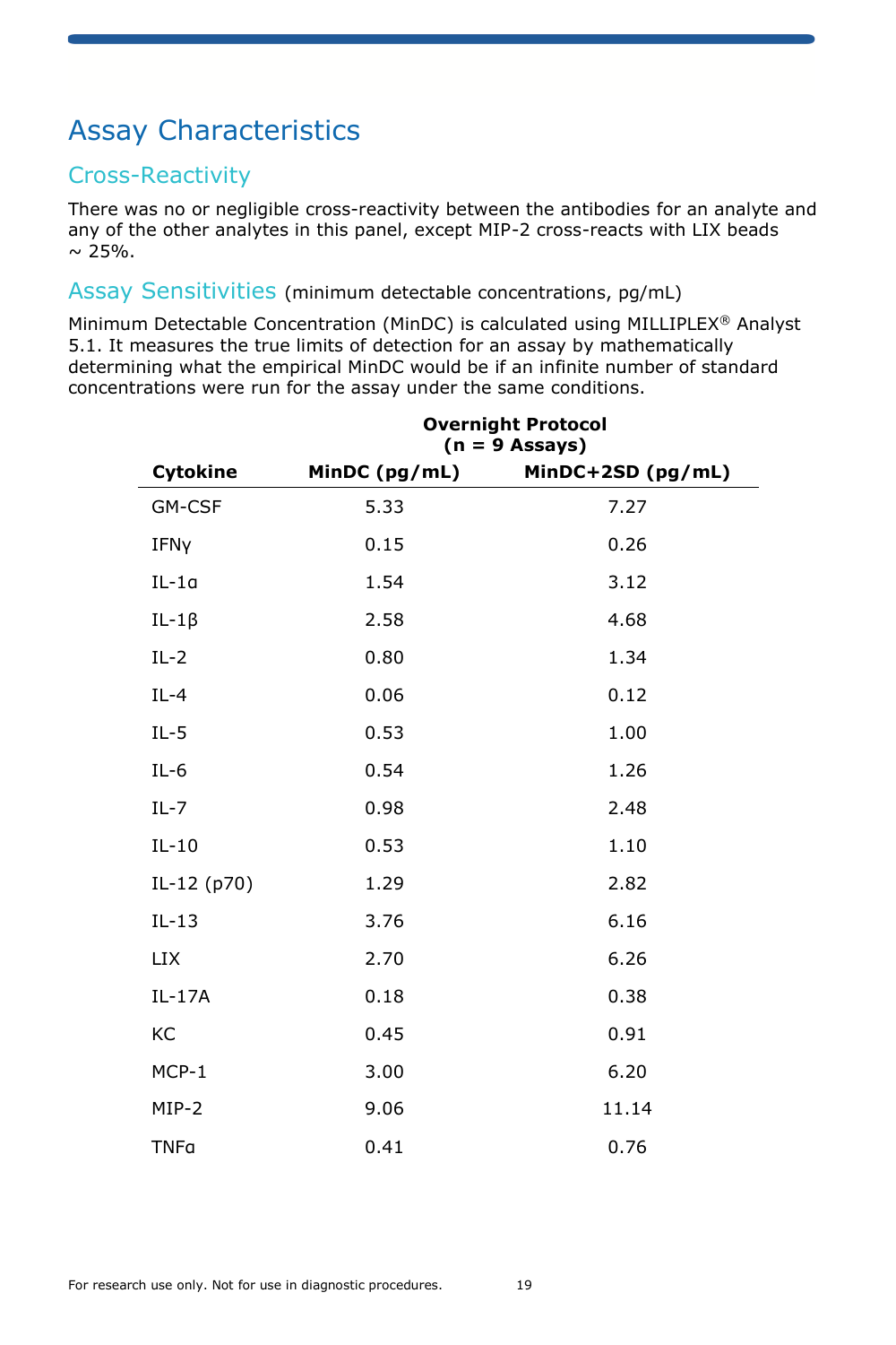# Assay Characteristics

## Cross-Reactivity

There was no or negligible cross-reactivity between the antibodies for an analyte and any of the other analytes in this panel, except MIP-2 cross-reacts with LIX beads ~ 25%.

## Assay Sensitivities (minimum detectable concentrations, pg/mL)

Minimum Detectable Concentration (MinDC) is calculated using MILLIPLEX® Analyst 5.1. It measures the true limits of detection for an assay by mathematically determining what the empirical MinDC would be if an infinite number of standard concentrations were run for the assay under the same conditions.

| | Overnight Protocol (n = 9 Assays) | |
|---|---|---|
| **Cytokine** | **MinDC (pg/mL)** | **MinDC+2SD (pg/mL)** |
| GM-CSF | 5.33 | 7.27 |
| IFNγ | 0.15 | 0.26 |
| IL-1α | 1.54 | 3.12 |
| IL-1β | 2.58 | 4.68 |
| IL-2 | 0.80 | 1.34 |
| IL-4 | 0.06 | 0.12 |
| IL-5 | 0.53 | 1.00 |
| IL-6 | 0.54 | 1.26 |
| IL-7 | 0.98 | 2.48 |
| IL-10 | 0.53 | 1.10 |
| IL-12 (p70) | 1.29 | 2.82 |
| IL-13 | 3.76 | 6.16 |
| LIX | 2.70 | 6.26 |
| IL-17A | 0.18 | 0.38 |
| KC | 0.45 | 0.91 |
| MCP-1 | 3.00 | 6.20 |
| MIP-2 | 9.06 | 11.14 |
| TNFα | 0.41 | 0.76 |

For research use only. Not for use in diagnostic procedures.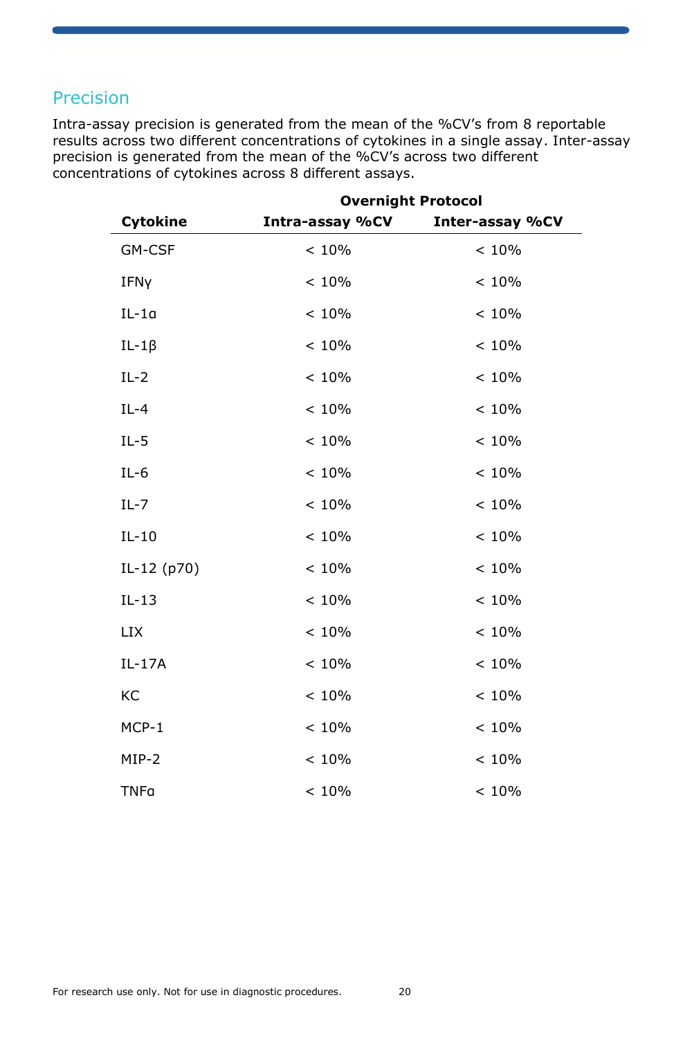## Precision

Intra-assay precision is generated from the mean of the %CV's from 8 reportable results across two different concentrations of cytokines in a single assay. Inter-assay precision is generated from the mean of the %CV's across two different concentrations of cytokines across 8 different assays.

| | Overnight Protocol | |
|---|---|---|
| **Cytokine** | **Intra-assay %CV** | **Inter-assay %CV** |
| GM-CSF | < 10% | < 10% |
| IFNγ | < 10% | < 10% |
| IL-1α | < 10% | < 10% |
| IL-1β | < 10% | < 10% |
| IL-2 | < 10% | < 10% |
| IL-4 | < 10% | < 10% |
| IL-5 | < 10% | < 10% |
| IL-6 | < 10% | < 10% |
| IL-7 | < 10% | < 10% |
| IL-10 | < 10% | < 10% |
| IL-12 (p70) | < 10% | < 10% |
| IL-13 | < 10% | < 10% |
| LIX | < 10% | < 10% |
| IL-17A | < 10% | < 10% |
| KC | < 10% | < 10% |
| MCP-1 | < 10% | < 10% |
| MIP-2 | < 10% | < 10% |
| TNFα | < 10% | < 10% |

For research use only. Not for use in diagnostic procedures.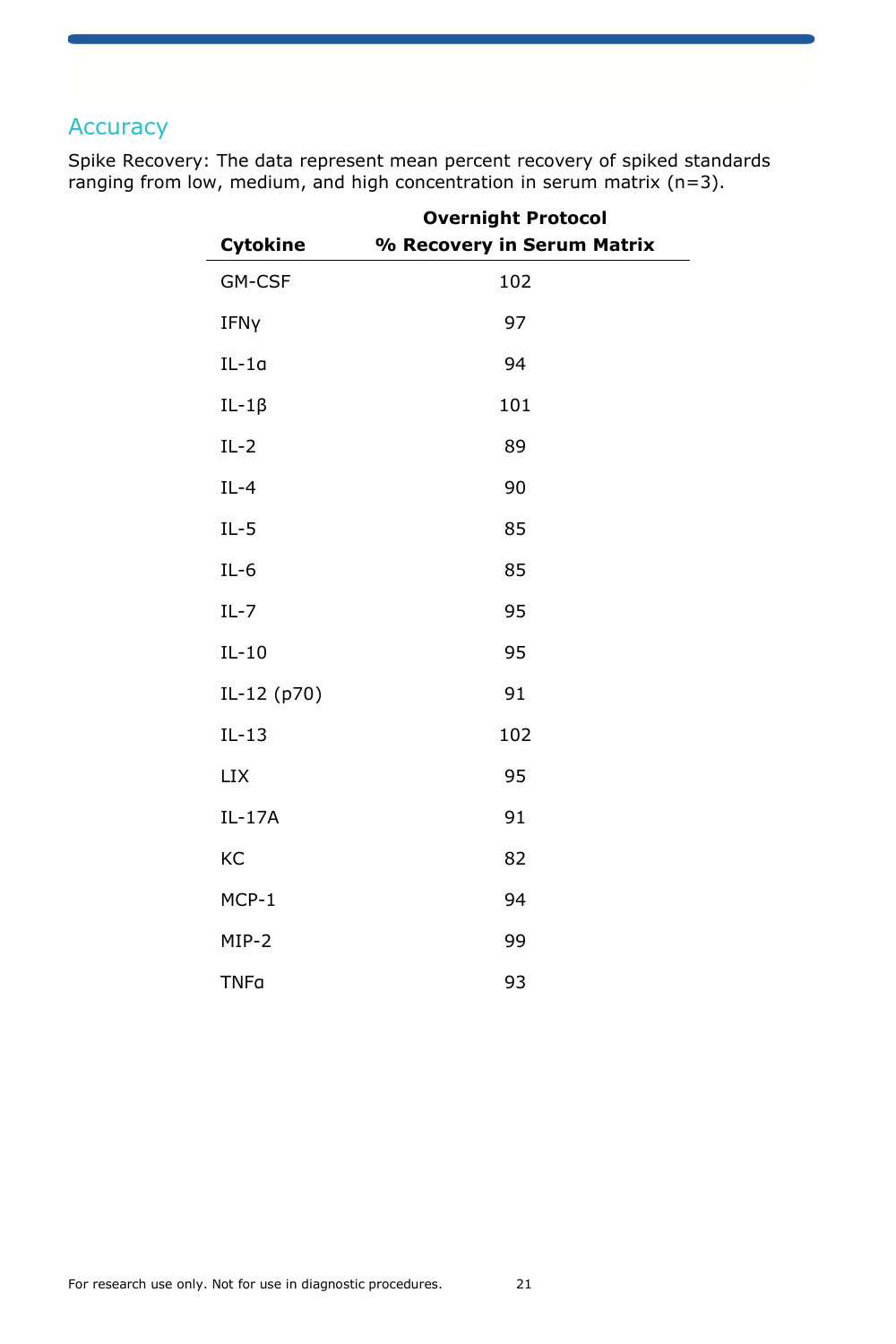## Accuracy

Spike Recovery: The data represent mean percent recovery of spiked standards ranging from low, medium, and high concentration in serum matrix (n=3).

| Cytokine | Overnight Protocol<br>% Recovery in Serum Matrix |
|---|---|
| GM-CSF | 102 |
| IFNγ | 97 |
| IL-1α | 94 |
| IL-1β | 101 |
| IL-2 | 89 |
| IL-4 | 90 |
| IL-5 | 85 |
| IL-6 | 85 |
| IL-7 | 95 |
| IL-10 | 95 |
| IL-12 (p70) | 91 |
| IL-13 | 102 |
| LIX | 95 |
| IL-17A | 91 |
| KC | 82 |
| MCP-1 | 94 |
| MIP-2 | 99 |
| TNFα | 93 |

For research use only. Not for use in diagnostic procedures.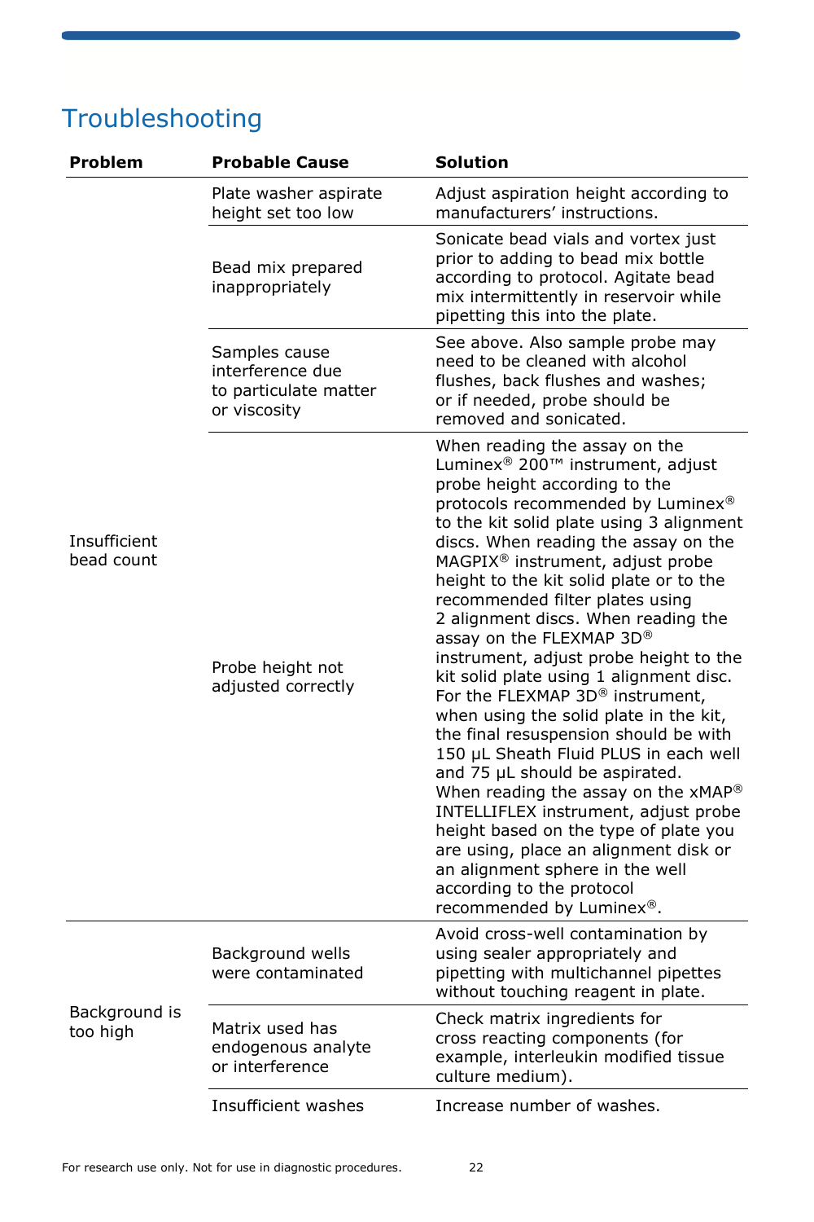# Troubleshooting

| Problem | Probable Cause | Solution |
|---|---|---|
| Insufficient bead count | Plate washer aspirate height set too low | Adjust aspiration height according to manufacturers' instructions. |
| | Bead mix prepared inappropriately | Sonicate bead vials and vortex just prior to adding to bead mix bottle according to protocol. Agitate bead mix intermittently in reservoir while pipetting this into the plate. |
| | Samples cause interference due to particulate matter or viscosity | See above. Also sample probe may need to be cleaned with alcohol flushes, back flushes and washes; or if needed, probe should be removed and sonicated. |
| | Probe height not adjusted correctly | When reading the assay on the Luminex® 200™ instrument, adjust probe height according to the protocols recommended by Luminex® to the kit solid plate using 3 alignment discs. When reading the assay on the MAGPIX® instrument, adjust probe height to the kit solid plate or to the recommended filter plates using 2 alignment discs. When reading the assay on the FLEXMAP 3D® instrument, adjust probe height to the kit solid plate using 1 alignment disc. For the FLEXMAP 3D® instrument, when using the solid plate in the kit, the final resuspension should be with 150 µL Sheath Fluid PLUS in each well and 75 µL should be aspirated. When reading the assay on the xMAP® INTELLIFLEX instrument, adjust probe height based on the type of plate you are using, place an alignment disk or an alignment sphere in the well according to the protocol recommended by Luminex®. |
| Background is too high | Background wells were contaminated | Avoid cross-well contamination by using sealer appropriately and pipetting with multichannel pipettes without touching reagent in plate. |
| | Matrix used has endogenous analyte or interference | Check matrix ingredients for cross reacting components (for example, interleukin modified tissue culture medium). |
| | Insufficient washes | Increase number of washes. |

For research use only. Not for use in diagnostic procedures.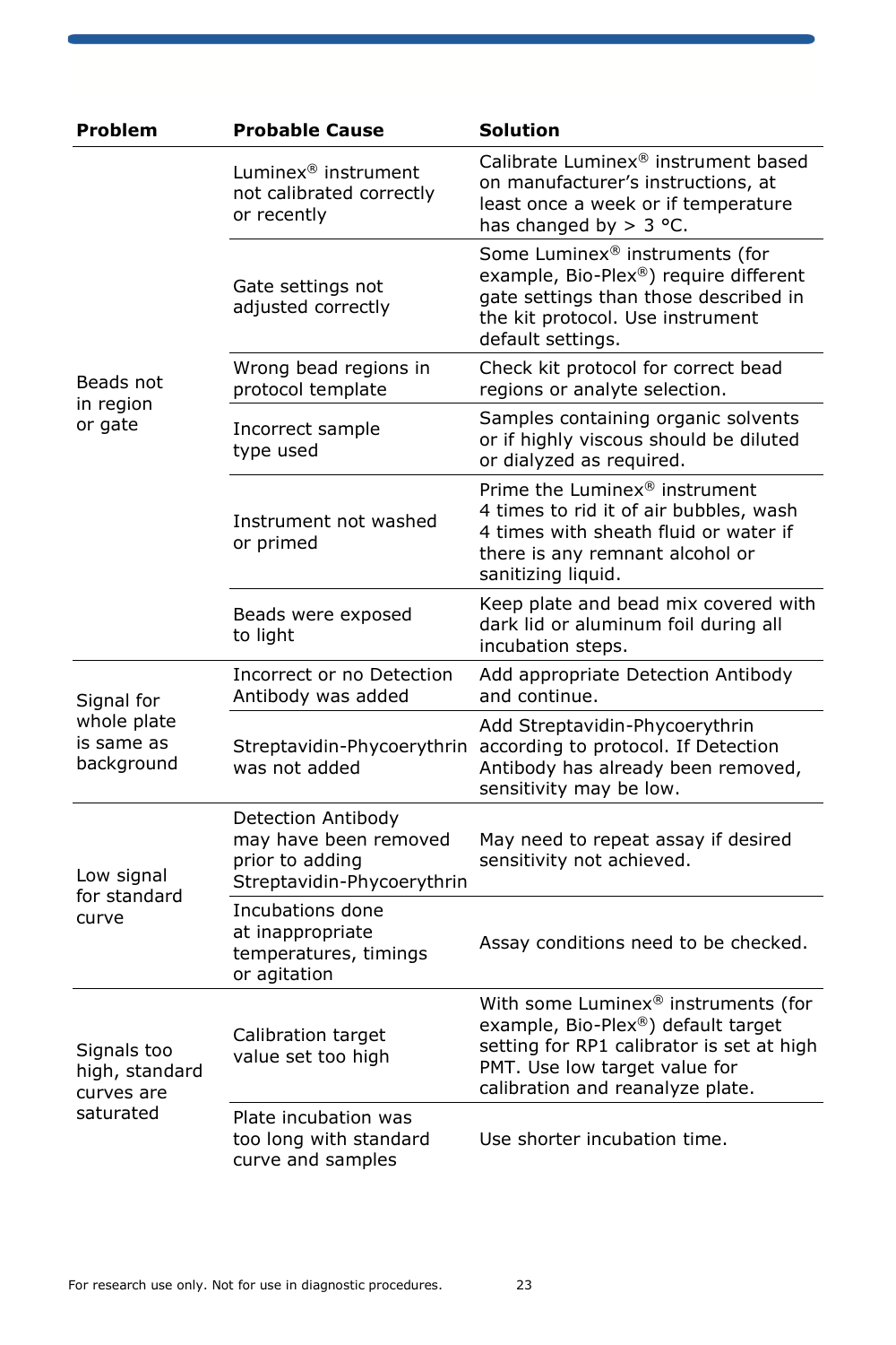| Problem | Probable Cause | Solution |
|---|---|---|
| Beads not in region or gate | Luminex® instrument not calibrated correctly or recently | Calibrate Luminex® instrument based on manufacturer's instructions, at least once a week or if temperature has changed by > 3 °C. |
| | Gate settings not adjusted correctly | Some Luminex® instruments (for example, Bio-Plex®) require different gate settings than those described in the kit protocol. Use instrument default settings. |
| | Wrong bead regions in protocol template | Check kit protocol for correct bead regions or analyte selection. |
| | Incorrect sample type used | Samples containing organic solvents or if highly viscous should be diluted or dialyzed as required. |
| | Instrument not washed or primed | Prime the Luminex® instrument 4 times to rid it of air bubbles, wash 4 times with sheath fluid or water if there is any remnant alcohol or sanitizing liquid. |
| | Beads were exposed to light | Keep plate and bead mix covered with dark lid or aluminum foil during all incubation steps. |
| Signal for whole plate is same as background | Incorrect or no Detection Antibody was added | Add appropriate Detection Antibody and continue. |
| | Streptavidin-Phycoerythrin was not added | Add Streptavidin-Phycoerythrin according to protocol. If Detection Antibody has already been removed, sensitivity may be low. |
| Low signal for standard curve | Detection Antibody may have been removed prior to adding Streptavidin-Phycoerythrin | May need to repeat assay if desired sensitivity not achieved. |
| | Incubations done at inappropriate temperatures, timings or agitation | Assay conditions need to be checked. |
| Signals too high, standard curves are saturated | Calibration target value set too high | With some Luminex® instruments (for example, Bio-Plex®) default target setting for RP1 calibrator is set at high PMT. Use low target value for calibration and reanalyze plate. |
| | Plate incubation was too long with standard curve and samples | Use shorter incubation time. |

For research use only. Not for use in diagnostic procedures.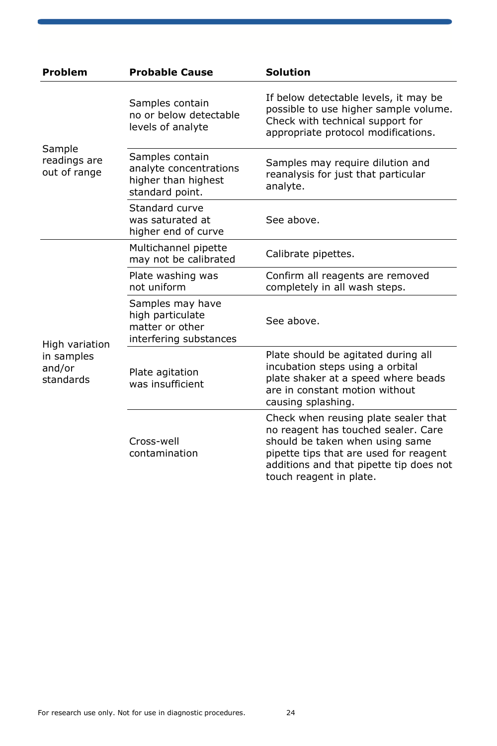| Problem | Probable Cause | Solution |
|---|---|---|
| Sample readings are out of range | Samples contain no or below detectable levels of analyte | If below detectable levels, it may be possible to use higher sample volume. Check with technical support for appropriate protocol modifications. |
| | Samples contain analyte concentrations higher than highest standard point. | Samples may require dilution and reanalysis for just that particular analyte. |
| | Standard curve was saturated at higher end of curve | See above. |
| High variation in samples and/or standards | Multichannel pipette may not be calibrated | Calibrate pipettes. |
| | Plate washing was not uniform | Confirm all reagents are removed completely in all wash steps. |
| | Samples may have high particulate matter or other interfering substances | See above. |
| | Plate agitation was insufficient | Plate should be agitated during all incubation steps using a orbital plate shaker at a speed where beads are in constant motion without causing splashing. |
| | Cross-well contamination | Check when reusing plate sealer that no reagent has touched sealer. Care should be taken when using same pipette tips that are used for reagent additions and that pipette tip does not touch reagent in plate. |

For research use only. Not for use in diagnostic procedures.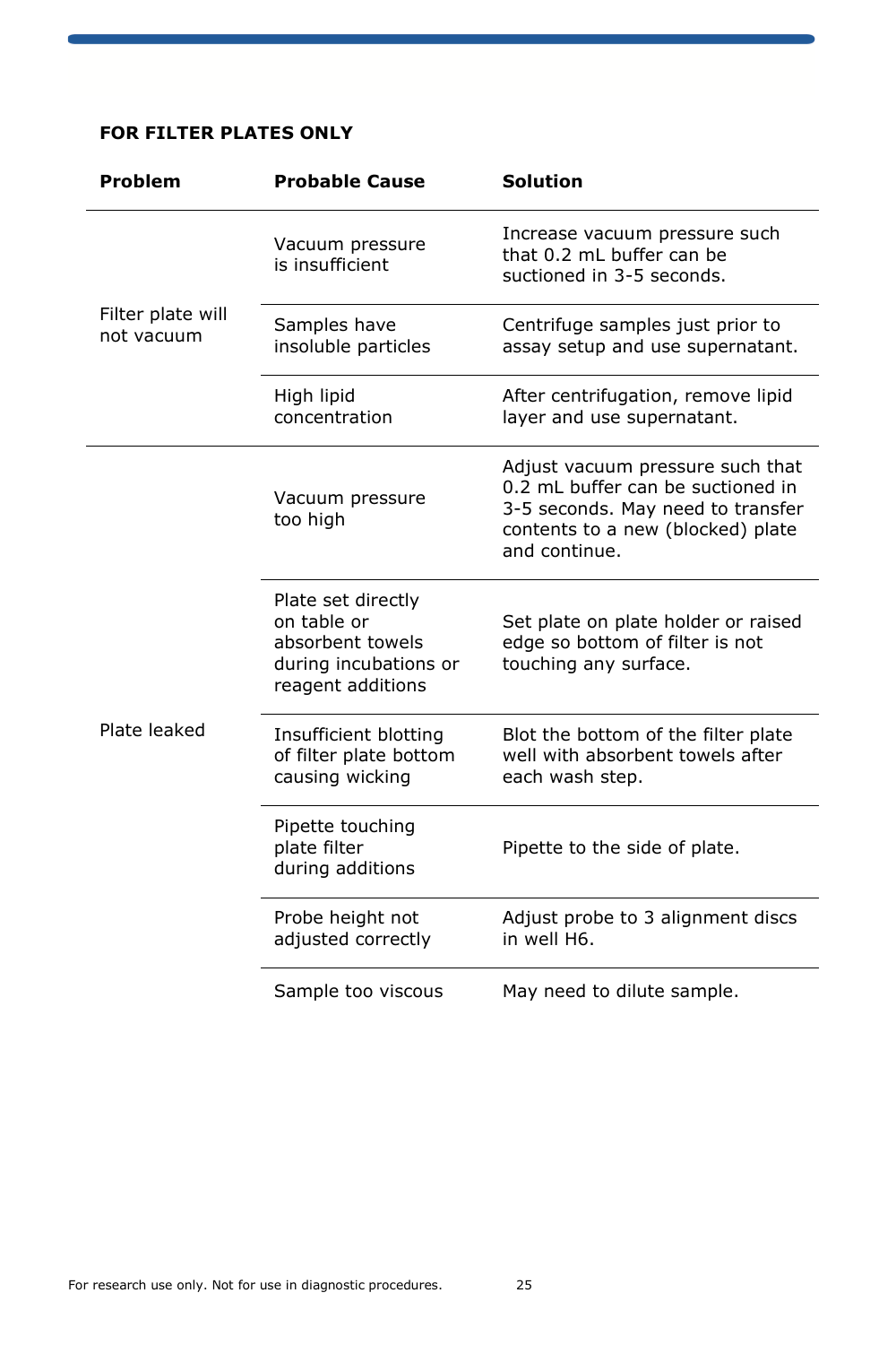**FOR FILTER PLATES ONLY**

| Problem | Probable Cause | Solution |
|---|---|---|
| Filter plate will not vacuum | Vacuum pressure is insufficient | Increase vacuum pressure such that 0.2 mL buffer can be suctioned in 3-5 seconds. |
| | Samples have insoluble particles | Centrifuge samples just prior to assay setup and use supernatant. |
| | High lipid concentration | After centrifugation, remove lipid layer and use supernatant. |
| Plate leaked | Vacuum pressure too high | Adjust vacuum pressure such that 0.2 mL buffer can be suctioned in 3-5 seconds. May need to transfer contents to a new (blocked) plate and continue. |
| | Plate set directly on table or absorbent towels during incubations or reagent additions | Set plate on plate holder or raised edge so bottom of filter is not touching any surface. |
| | Insufficient blotting of filter plate bottom causing wicking | Blot the bottom of the filter plate well with absorbent towels after each wash step. |
| | Pipette touching plate filter during additions | Pipette to the side of plate. |
| | Probe height not adjusted correctly | Adjust probe to 3 alignment discs in well H6. |
| | Sample too viscous | May need to dilute sample. |

For research use only. Not for use in diagnostic procedures.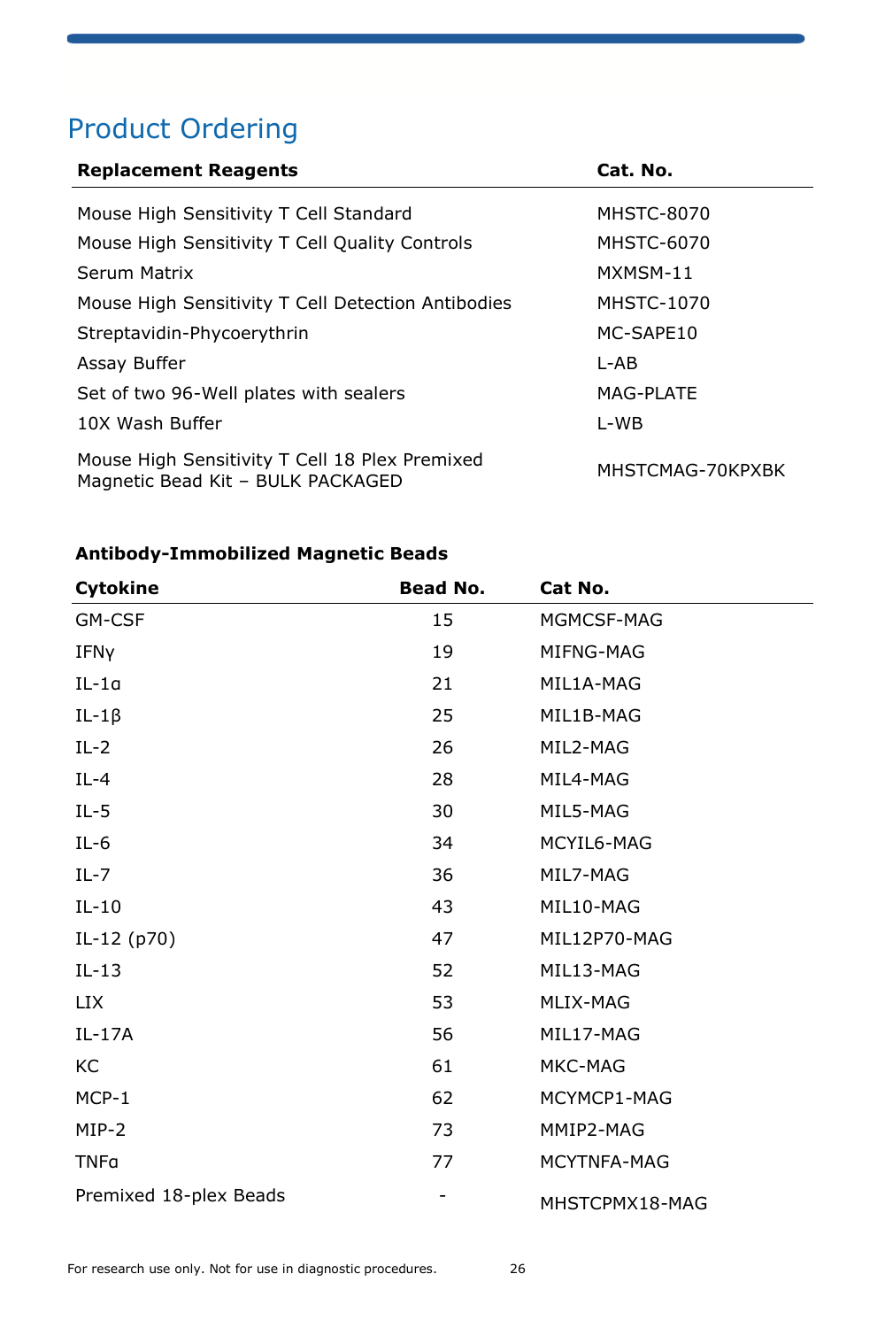# Product Ordering

| Replacement Reagents | Cat. No. |
|---|---|
| Mouse High Sensitivity T Cell Standard | MHSTC-8070 |
| Mouse High Sensitivity T Cell Quality Controls | MHSTC-6070 |
| Serum Matrix | MXMSM-11 |
| Mouse High Sensitivity T Cell Detection Antibodies | MHSTC-1070 |
| Streptavidin-Phycoerythrin | MC-SAPE10 |
| Assay Buffer | L-AB |
| Set of two 96-Well plates with sealers | MAG-PLATE |
| 10X Wash Buffer | L-WB |
| Mouse High Sensitivity T Cell 18 Plex Premixed Magnetic Bead Kit – BULK PACKAGED | MHSTCMAG-70KPXBK |

**Antibody-Immobilized Magnetic Beads**

| Cytokine | Bead No. | Cat No. |
|---|---|---|
| GM-CSF | 15 | MGMCSF-MAG |
| IFNγ | 19 | MIFNG-MAG |
| IL-1α | 21 | MIL1A-MAG |
| IL-1β | 25 | MIL1B-MAG |
| IL-2 | 26 | MIL2-MAG |
| IL-4 | 28 | MIL4-MAG |
| IL-5 | 30 | MIL5-MAG |
| IL-6 | 34 | MCYIL6-MAG |
| IL-7 | 36 | MIL7-MAG |
| IL-10 | 43 | MIL10-MAG |
| IL-12 (p70) | 47 | MIL12P70-MAG |
| IL-13 | 52 | MIL13-MAG |
| LIX | 53 | MLIX-MAG |
| IL-17A | 56 | MIL17-MAG |
| KC | 61 | MKC-MAG |
| MCP-1 | 62 | MCYMCP1-MAG |
| MIP-2 | 73 | MMIP2-MAG |
| TNFα | 77 | MCYTNFA-MAG |
| Premixed 18-plex Beads | - | MHSTCPMX18-MAG |

For research use only. Not for use in diagnostic procedures.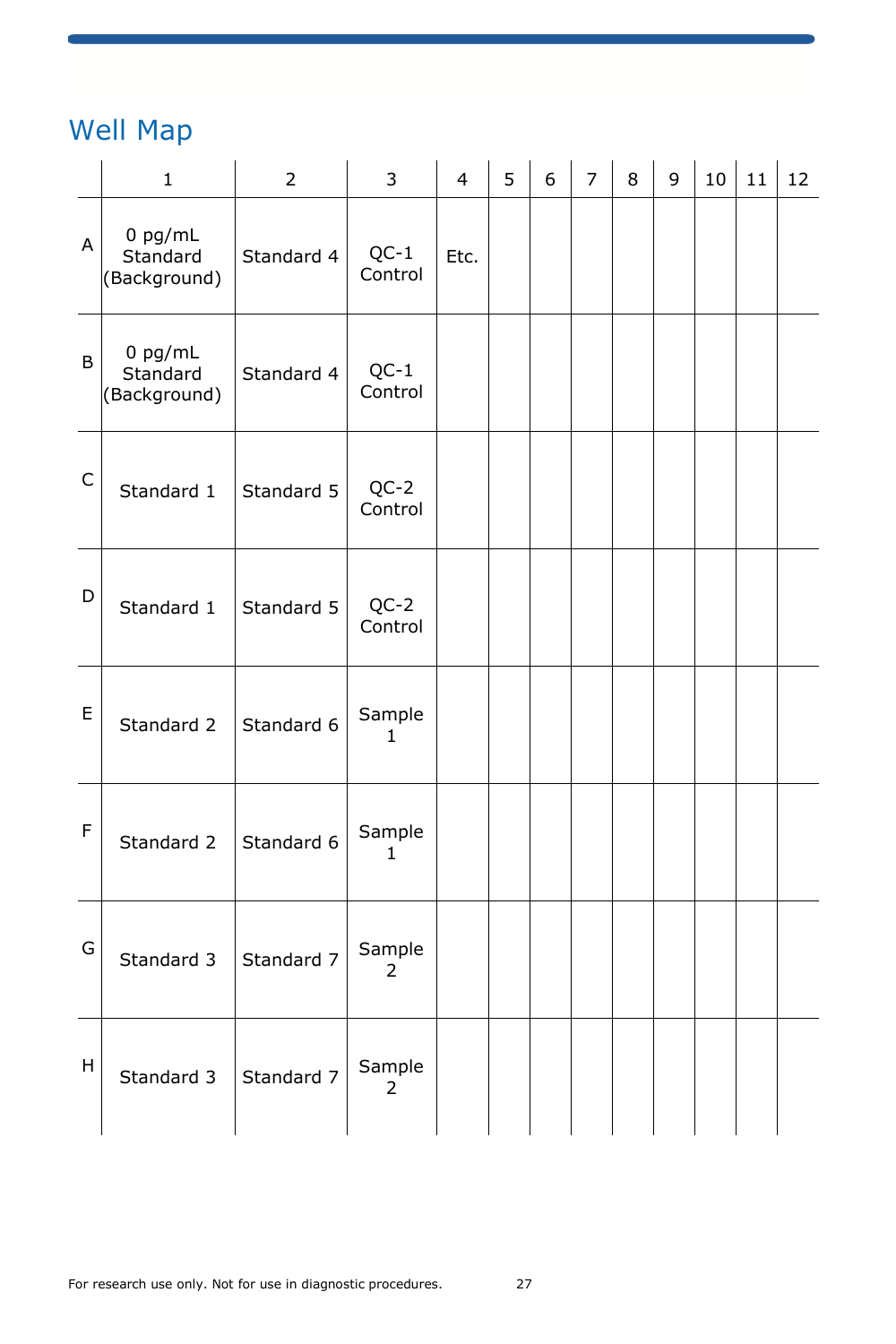## Well Map

| | 1 | 2 | 3 | 4 | 5 | 6 | 7 | 8 | 9 | 10 | 11 | 12 |
|---|---|---|---|---|---|---|---|---|---|---|---|---|
| A | 0 pg/mL Standard (Background) | Standard 4 | QC-1 Control | Etc. | | | | | | | | |
| B | 0 pg/mL Standard (Background) | Standard 4 | QC-1 Control | | | | | | | | | |
| C | Standard 1 | Standard 5 | QC-2 Control | | | | | | | | | |
| D | Standard 1 | Standard 5 | QC-2 Control | | | | | | | | | |
| E | Standard 2 | Standard 6 | Sample 1 | | | | | | | | | |
| F | Standard 2 | Standard 6 | Sample 1 | | | | | | | | | |
| G | Standard 3 | Standard 7 | Sample 2 | | | | | | | | | |
| H | Standard 3 | Standard 7 | Sample 2 | | | | | | | | | |

For research use only. Not for use in diagnostic procedures.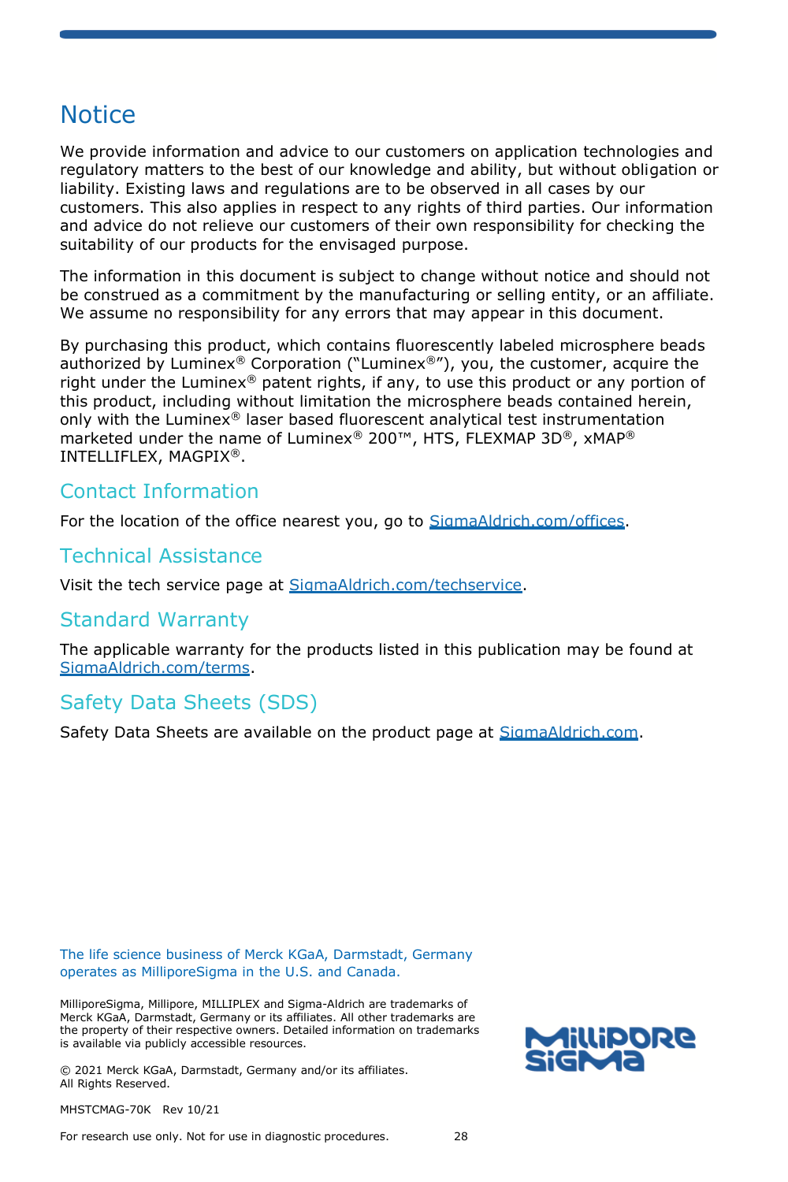# Notice

We provide information and advice to our customers on application technologies and regulatory matters to the best of our knowledge and ability, but without obligation or liability. Existing laws and regulations are to be observed in all cases by our customers. This also applies in respect to any rights of third parties. Our information and advice do not relieve our customers of their own responsibility for checking the suitability of our products for the envisaged purpose.

The information in this document is subject to change without notice and should not be construed as a commitment by the manufacturing or selling entity, or an affiliate. We assume no responsibility for any errors that may appear in this document.

By purchasing this product, which contains fluorescently labeled microsphere beads authorized by Luminex® Corporation ("Luminex®"), you, the customer, acquire the right under the Luminex® patent rights, if any, to use this product or any portion of this product, including without limitation the microsphere beads contained herein, only with the Luminex® laser based fluorescent analytical test instrumentation marketed under the name of Luminex® 200™, HTS, FLEXMAP 3D®, xMAP® INTELLIFLEX, MAGPIX®.

## Contact Information

For the location of the office nearest you, go to SigmaAldrich.com/offices.

## Technical Assistance

Visit the tech service page at SigmaAldrich.com/techservice.

## Standard Warranty

The applicable warranty for the products listed in this publication may be found at SigmaAldrich.com/terms.

## Safety Data Sheets (SDS)

Safety Data Sheets are available on the product page at SigmaAldrich.com.

The life science business of Merck KGaA, Darmstadt, Germany operates as MilliporeSigma in the U.S. and Canada.

MilliporeSigma, Millipore, MILLIPLEX and Sigma-Aldrich are trademarks of Merck KGaA, Darmstadt, Germany or its affiliates. All other trademarks are the property of their respective owners. Detailed information on trademarks is available via publicly accessible resources.

© 2021 Merck KGaA, Darmstadt, Germany and/or its affiliates. All Rights Reserved.

MHSTCMAG-70K Rev 10/21

For research use only. Not for use in diagnostic procedures.